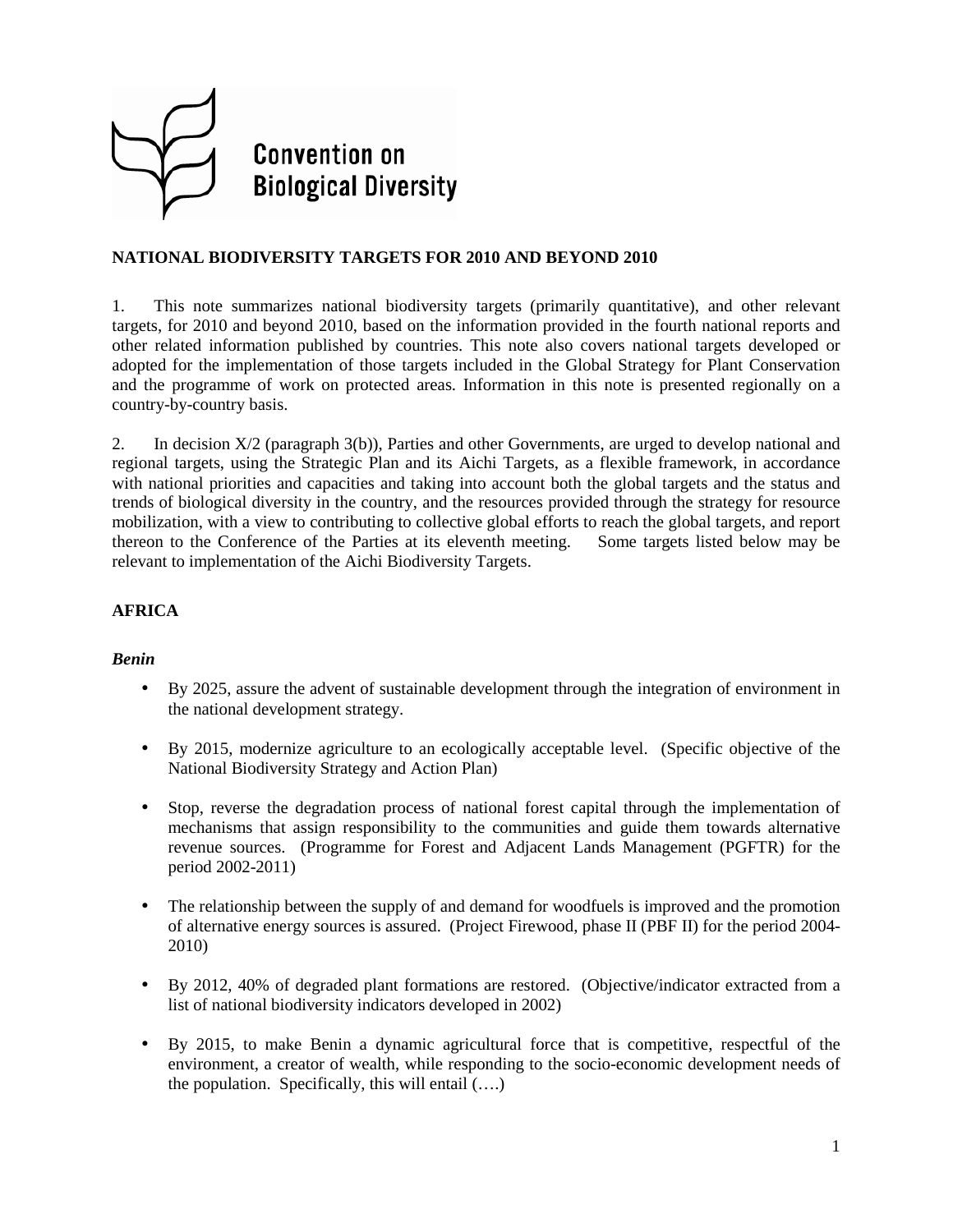Convention on Biological Diversity

**NATIONAL BIODIVERSITY TARGETS FOR 2010 AND BEYOND 2010**

1. This note summarizes national biodiversity targets (primarily quantitative), and other relevant targets, for 2010 and beyond 2010, based on the information provided in the fourth national reports and other related information published by countries. This note also covers national targets developed or adopted for the implementation of those targets included in the Global Strategy for Plant Conservation and the programme of work on protected areas. Information in this note is presented regionally on a country-by-country basis.

2. In decision X/2 (paragraph 3(b)), Parties and other Governments, are urged to develop national and regional targets, using the Strategic Plan and its Aichi Targets, as a flexible framework, in accordance with national priorities and capacities and taking into account both the global targets and the status and trends of biological diversity in the country, and the resources provided through the strategy for resource mobilization, with a view to contributing to collective global efforts to reach the global targets, and report thereon to the Conference of the Parties at its eleventh meeting. Some targets listed below may be relevant to implementation of the Aichi Biodiversity Targets.

## AFRICA

### *Benin*

- By 2025, assure the advent of sustainable development through the integration of environment in the national development strategy.
- By 2015, modernize agriculture to an ecologically acceptable level. (Specific objective of the National Biodiversity Strategy and Action Plan)
- Stop, reverse the degradation process of national forest capital through the implementation of mechanisms that assign responsibility to the communities and guide them towards alternative revenue sources. (Programme for Forest and Adjacent Lands Management (PGFTR) for the period 2002-2011)
- The relationship between the supply of and demand for woodfuels is improved and the promotion of alternative energy sources is assured. (Project Firewood, phase II (PBF II) for the period 2004-2010)
- By 2012, 40% of degraded plant formations are restored. (Objective/indicator extracted from a list of national biodiversity indicators developed in 2002)
- By 2015, to make Benin a dynamic agricultural force that is competitive, respectful of the environment, a creator of wealth, while responding to the socio-economic development needs of the population. Specifically, this will entail (….)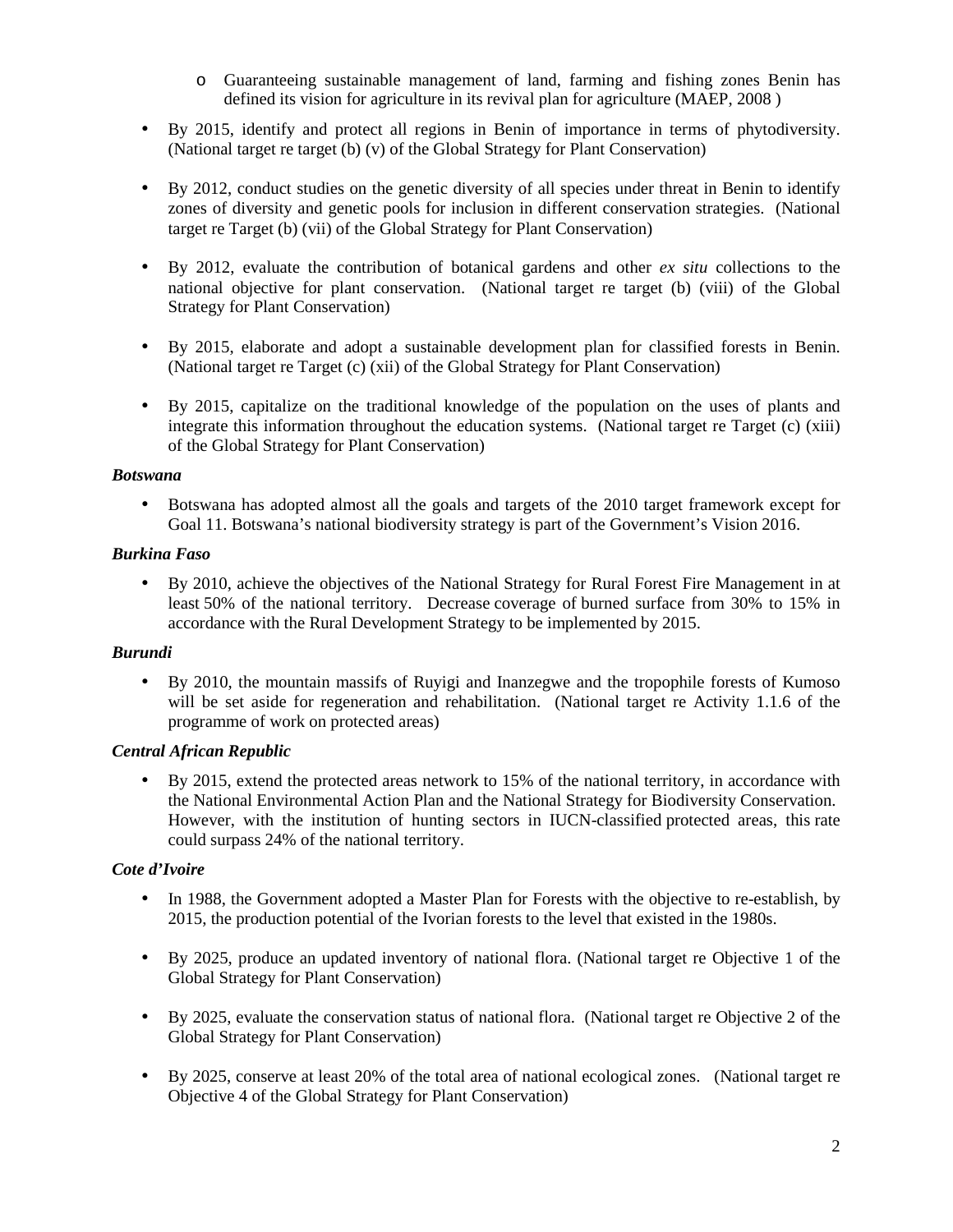- Guaranteeing sustainable management of land, farming and fishing zones Benin has defined its vision for agriculture in its revival plan for agriculture (MAEP, 2008 )

- By 2015, identify and protect all regions in Benin of importance in terms of phytodiversity. (National target re target (b) (v) of the Global Strategy for Plant Conservation)

- By 2012, conduct studies on the genetic diversity of all species under threat in Benin to identify zones of diversity and genetic pools for inclusion in different conservation strategies. (National target re Target (b) (vii) of the Global Strategy for Plant Conservation)

- By 2012, evaluate the contribution of botanical gardens and other *ex situ* collections to the national objective for plant conservation. (National target re target (b) (viii) of the Global Strategy for Plant Conservation)

- By 2015, elaborate and adopt a sustainable development plan for classified forests in Benin. (National target re Target (c) (xii) of the Global Strategy for Plant Conservation)

- By 2015, capitalize on the traditional knowledge of the population on the uses of plants and integrate this information throughout the education systems. (National target re Target (c) (xiii) of the Global Strategy for Plant Conservation)

***Botswana***

- Botswana has adopted almost all the goals and targets of the 2010 target framework except for Goal 11. Botswana's national biodiversity strategy is part of the Government's Vision 2016.

***Burkina Faso***

- By 2010, achieve the objectives of the National Strategy for Rural Forest Fire Management in at least 50% of the national territory. Decrease coverage of burned surface from 30% to 15% in accordance with the Rural Development Strategy to be implemented by 2015.

***Burundi***

- By 2010, the mountain massifs of Ruyigi and Inanzegwe and the tropophile forests of Kumoso will be set aside for regeneration and rehabilitation. (National target re Activity 1.1.6 of the programme of work on protected areas)

***Central African Republic***

- By 2015, extend the protected areas network to 15% of the national territory, in accordance with the National Environmental Action Plan and the National Strategy for Biodiversity Conservation. However, with the institution of hunting sectors in IUCN-classified protected areas, this rate could surpass 24% of the national territory.

***Cote d'Ivoire***

- In 1988, the Government adopted a Master Plan for Forests with the objective to re-establish, by 2015, the production potential of the Ivorian forests to the level that existed in the 1980s.

- By 2025, produce an updated inventory of national flora. (National target re Objective 1 of the Global Strategy for Plant Conservation)

- By 2025, evaluate the conservation status of national flora. (National target re Objective 2 of the Global Strategy for Plant Conservation)

- By 2025, conserve at least 20% of the total area of national ecological zones. (National target re Objective 4 of the Global Strategy for Plant Conservation)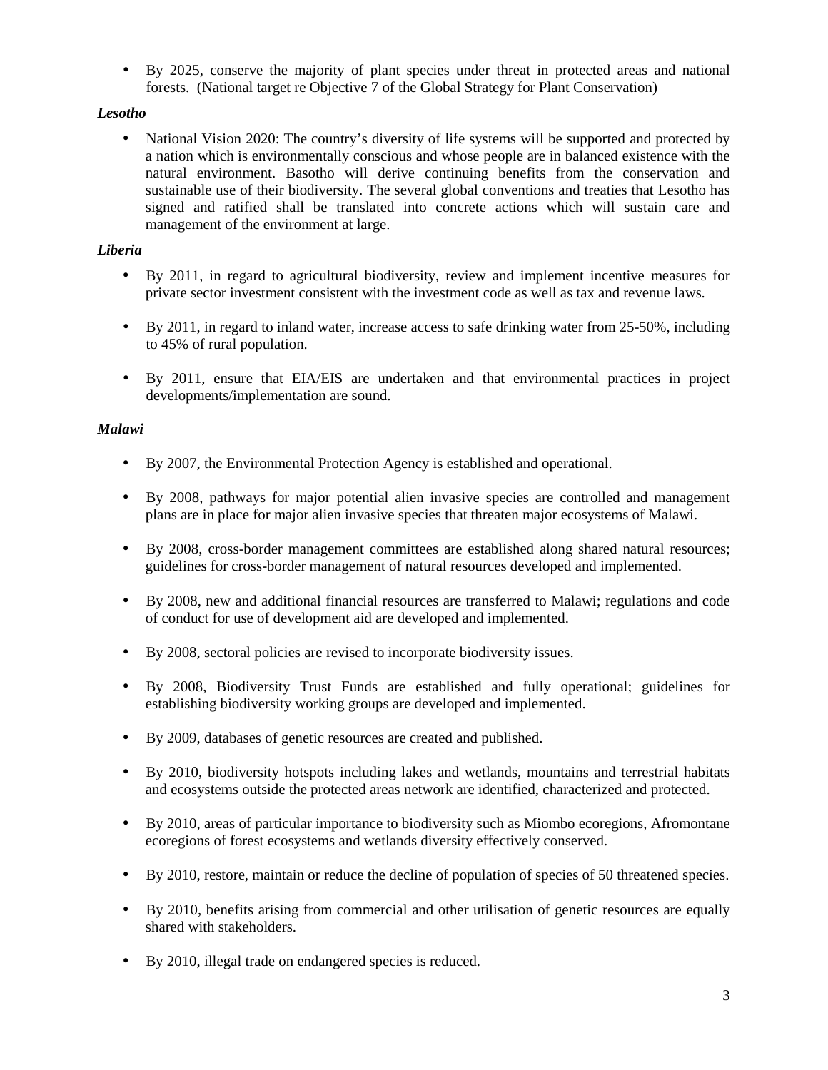- By 2025, conserve the majority of plant species under threat in protected areas and national forests. (National target re Objective 7 of the Global Strategy for Plant Conservation)

***Lesotho***

- National Vision 2020: The country's diversity of life systems will be supported and protected by a nation which is environmentally conscious and whose people are in balanced existence with the natural environment. Basotho will derive continuing benefits from the conservation and sustainable use of their biodiversity. The several global conventions and treaties that Lesotho has signed and ratified shall be translated into concrete actions which will sustain care and management of the environment at large.

***Liberia***

- By 2011, in regard to agricultural biodiversity, review and implement incentive measures for private sector investment consistent with the investment code as well as tax and revenue laws.

- By 2011, in regard to inland water, increase access to safe drinking water from 25-50%, including to 45% of rural population.

- By 2011, ensure that EIA/EIS are undertaken and that environmental practices in project developments/implementation are sound.

***Malawi***

- By 2007, the Environmental Protection Agency is established and operational.

- By 2008, pathways for major potential alien invasive species are controlled and management plans are in place for major alien invasive species that threaten major ecosystems of Malawi.

- By 2008, cross-border management committees are established along shared natural resources; guidelines for cross-border management of natural resources developed and implemented.

- By 2008, new and additional financial resources are transferred to Malawi; regulations and code of conduct for use of development aid are developed and implemented.

- By 2008, sectoral policies are revised to incorporate biodiversity issues.

- By 2008, Biodiversity Trust Funds are established and fully operational; guidelines for establishing biodiversity working groups are developed and implemented.

- By 2009, databases of genetic resources are created and published.

- By 2010, biodiversity hotspots including lakes and wetlands, mountains and terrestrial habitats and ecosystems outside the protected areas network are identified, characterized and protected.

- By 2010, areas of particular importance to biodiversity such as Miombo ecoregions, Afromontane ecoregions of forest ecosystems and wetlands diversity effectively conserved.

- By 2010, restore, maintain or reduce the decline of population of species of 50 threatened species.

- By 2010, benefits arising from commercial and other utilisation of genetic resources are equally shared with stakeholders.

- By 2010, illegal trade on endangered species is reduced.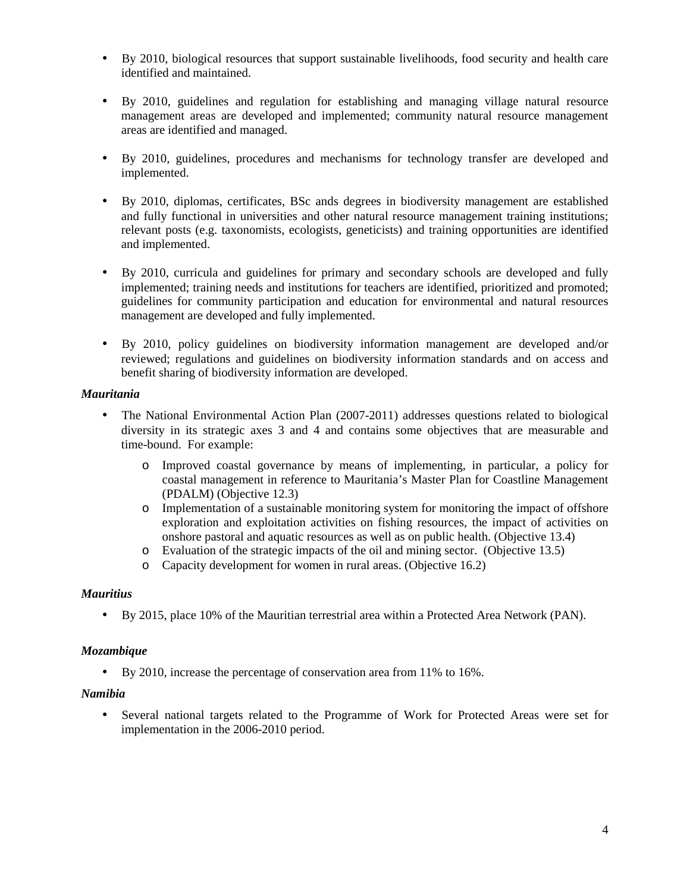- By 2010, biological resources that support sustainable livelihoods, food security and health care identified and maintained.

- By 2010, guidelines and regulation for establishing and managing village natural resource management areas are developed and implemented; community natural resource management areas are identified and managed.

- By 2010, guidelines, procedures and mechanisms for technology transfer are developed and implemented.

- By 2010, diplomas, certificates, BSc ands degrees in biodiversity management are established and fully functional in universities and other natural resource management training institutions; relevant posts (e.g. taxonomists, ecologists, geneticists) and training opportunities are identified and implemented.

- By 2010, curricula and guidelines for primary and secondary schools are developed and fully implemented; training needs and institutions for teachers are identified, prioritized and promoted; guidelines for community participation and education for environmental and natural resources management are developed and fully implemented.

- By 2010, policy guidelines on biodiversity information management are developed and/or reviewed; regulations and guidelines on biodiversity information standards and on access and benefit sharing of biodiversity information are developed.

***Mauritania***

- The National Environmental Action Plan (2007-2011) addresses questions related to biological diversity in its strategic axes 3 and 4 and contains some objectives that are measurable and time-bound. For example:
  - Improved coastal governance by means of implementing, in particular, a policy for coastal management in reference to Mauritania's Master Plan for Coastline Management (PDALM) (Objective 12.3)
  - Implementation of a sustainable monitoring system for monitoring the impact of offshore exploration and exploitation activities on fishing resources, the impact of activities on onshore pastoral and aquatic resources as well as on public health. (Objective 13.4)
  - Evaluation of the strategic impacts of the oil and mining sector. (Objective 13.5)
  - Capacity development for women in rural areas. (Objective 16.2)

***Mauritius***

- By 2015, place 10% of the Mauritian terrestrial area within a Protected Area Network (PAN).

***Mozambique***

- By 2010, increase the percentage of conservation area from 11% to 16%.

***Namibia***

- Several national targets related to the Programme of Work for Protected Areas were set for implementation in the 2006-2010 period.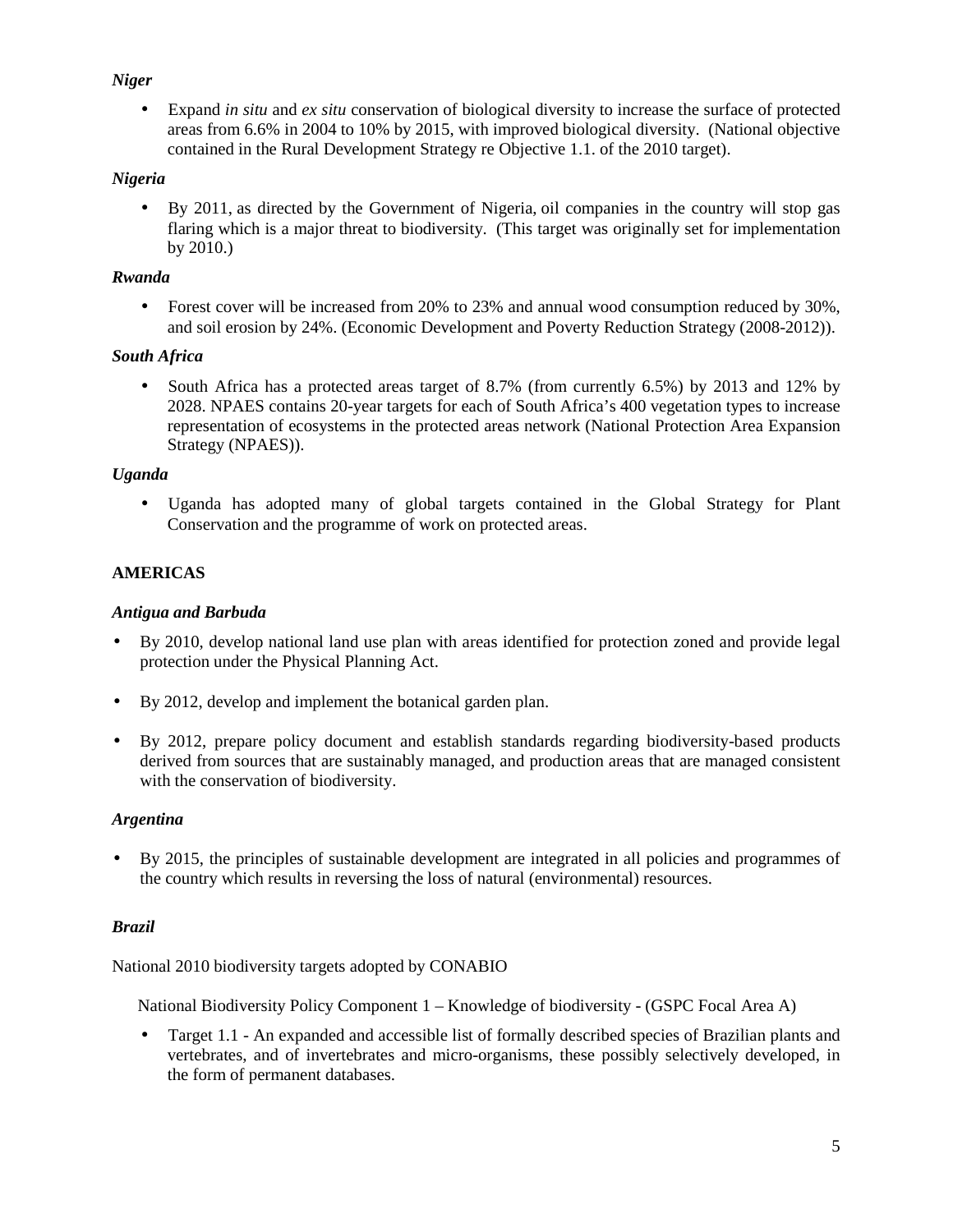***Niger***

- Expand *in situ* and *ex situ* conservation of biological diversity to increase the surface of protected areas from 6.6% in 2004 to 10% by 2015, with improved biological diversity. (National objective contained in the Rural Development Strategy re Objective 1.1. of the 2010 target).

***Nigeria***

- By 2011, as directed by the Government of Nigeria, oil companies in the country will stop gas flaring which is a major threat to biodiversity. (This target was originally set for implementation by 2010.)

***Rwanda***

- Forest cover will be increased from 20% to 23% and annual wood consumption reduced by 30%, and soil erosion by 24%. (Economic Development and Poverty Reduction Strategy (2008-2012)).

***South Africa***

- South Africa has a protected areas target of 8.7% (from currently 6.5%) by 2013 and 12% by 2028. NPAES contains 20-year targets for each of South Africa's 400 vegetation types to increase representation of ecosystems in the protected areas network (National Protection Area Expansion Strategy (NPAES)).

***Uganda***

- Uganda has adopted many of global targets contained in the Global Strategy for Plant Conservation and the programme of work on protected areas.

**AMERICAS**

***Antigua and Barbuda***

- By 2010, develop national land use plan with areas identified for protection zoned and provide legal protection under the Physical Planning Act.
- By 2012, develop and implement the botanical garden plan.
- By 2012, prepare policy document and establish standards regarding biodiversity-based products derived from sources that are sustainably managed, and production areas that are managed consistent with the conservation of biodiversity.

***Argentina***

- By 2015, the principles of sustainable development are integrated in all policies and programmes of the country which results in reversing the loss of natural (environmental) resources.

***Brazil***

National 2010 biodiversity targets adopted by CONABIO

National Biodiversity Policy Component 1 – Knowledge of biodiversity - (GSPC Focal Area A)

- Target 1.1 - An expanded and accessible list of formally described species of Brazilian plants and vertebrates, and of invertebrates and micro-organisms, these possibly selectively developed, in the form of permanent databases.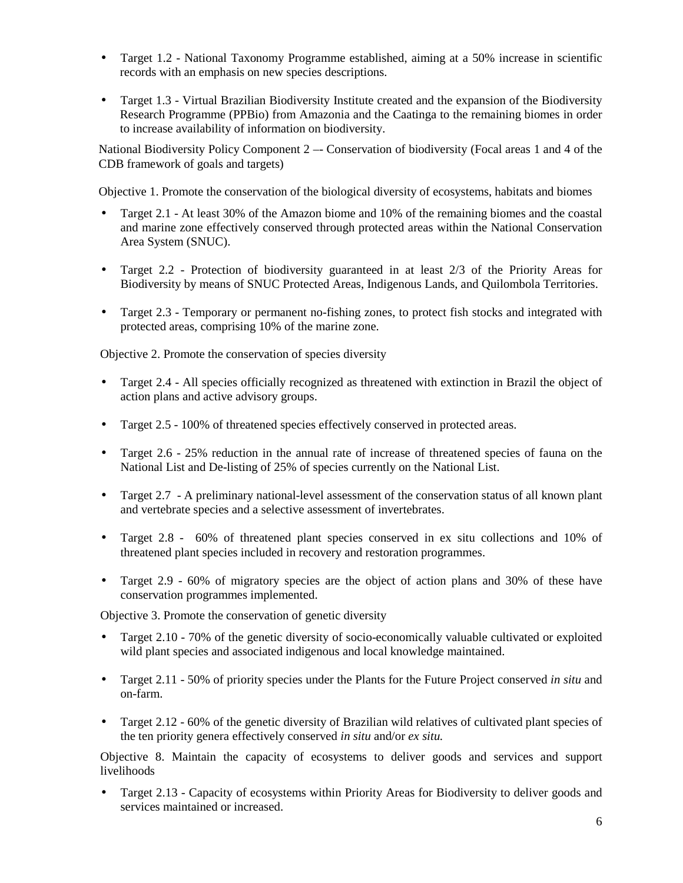- Target 1.2 - National Taxonomy Programme established, aiming at a 50% increase in scientific records with an emphasis on new species descriptions.

- Target 1.3 - Virtual Brazilian Biodiversity Institute created and the expansion of the Biodiversity Research Programme (PPBio) from Amazonia and the Caatinga to the remaining biomes in order to increase availability of information on biodiversity.

National Biodiversity Policy Component 2 –- Conservation of biodiversity (Focal areas 1 and 4 of the CDB framework of goals and targets)

Objective 1. Promote the conservation of the biological diversity of ecosystems, habitats and biomes

- Target 2.1 - At least 30% of the Amazon biome and 10% of the remaining biomes and the coastal and marine zone effectively conserved through protected areas within the National Conservation Area System (SNUC).

- Target 2.2 - Protection of biodiversity guaranteed in at least 2/3 of the Priority Areas for Biodiversity by means of SNUC Protected Areas, Indigenous Lands, and Quilombola Territories.

- Target 2.3 - Temporary or permanent no-fishing zones, to protect fish stocks and integrated with protected areas, comprising 10% of the marine zone.

Objective 2. Promote the conservation of species diversity

- Target 2.4 - All species officially recognized as threatened with extinction in Brazil the object of action plans and active advisory groups.

- Target 2.5 - 100% of threatened species effectively conserved in protected areas.

- Target 2.6 - 25% reduction in the annual rate of increase of threatened species of fauna on the National List and De-listing of 25% of species currently on the National List.

- Target 2.7 - A preliminary national-level assessment of the conservation status of all known plant and vertebrate species and a selective assessment of invertebrates.

- Target 2.8 - 60% of threatened plant species conserved in ex situ collections and 10% of threatened plant species included in recovery and restoration programmes.

- Target 2.9 - 60% of migratory species are the object of action plans and 30% of these have conservation programmes implemented.

Objective 3. Promote the conservation of genetic diversity

- Target 2.10 - 70% of the genetic diversity of socio-economically valuable cultivated or exploited wild plant species and associated indigenous and local knowledge maintained.

- Target 2.11 - 50% of priority species under the Plants for the Future Project conserved *in situ* and on-farm.

- Target 2.12 - 60% of the genetic diversity of Brazilian wild relatives of cultivated plant species of the ten priority genera effectively conserved *in situ* and/or *ex situ.*

Objective 8. Maintain the capacity of ecosystems to deliver goods and services and support livelihoods

- Target 2.13 - Capacity of ecosystems within Priority Areas for Biodiversity to deliver goods and services maintained or increased.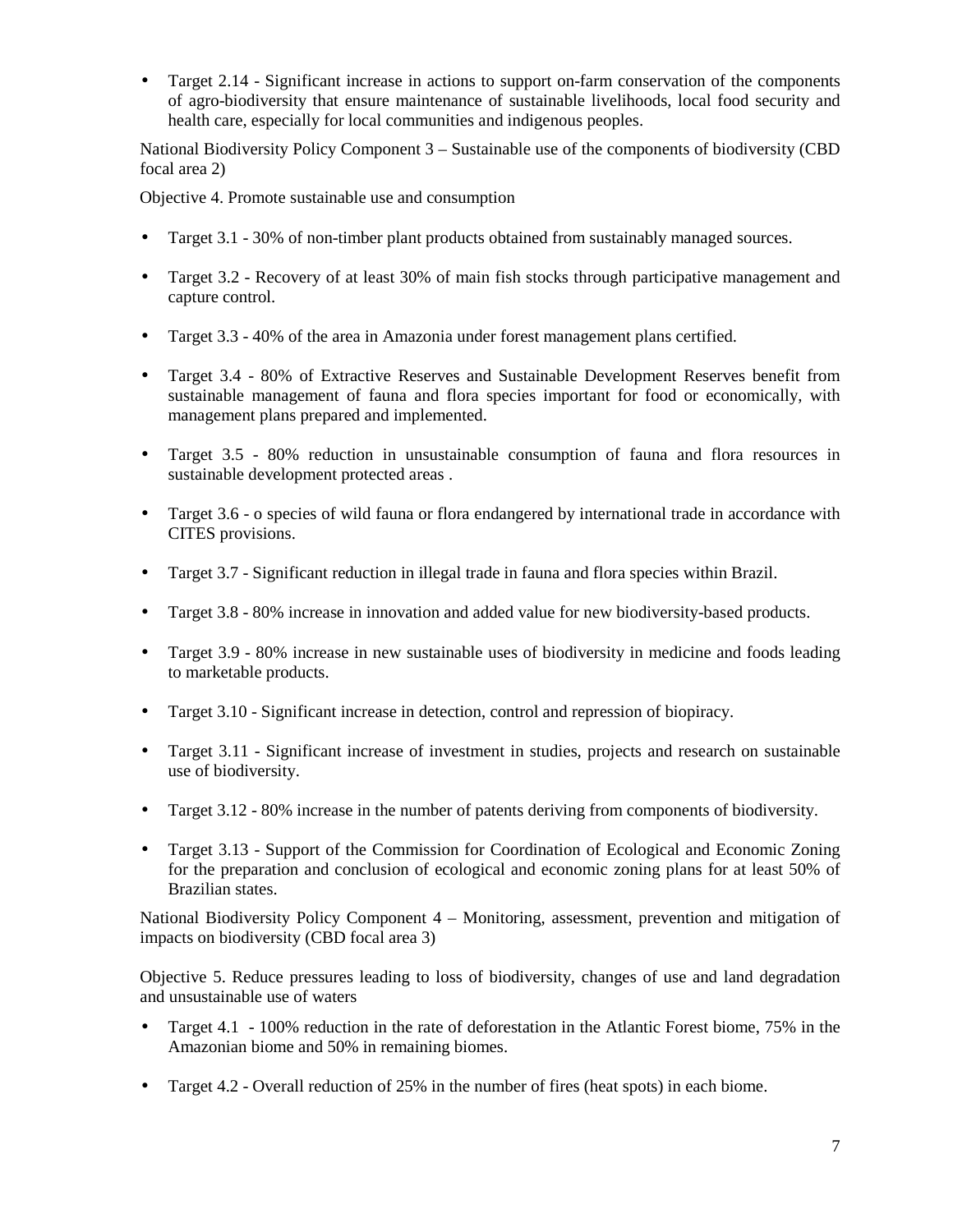- Target 2.14 - Significant increase in actions to support on-farm conservation of the components of agro-biodiversity that ensure maintenance of sustainable livelihoods, local food security and health care, especially for local communities and indigenous peoples.

National Biodiversity Policy Component 3 – Sustainable use of the components of biodiversity (CBD focal area 2)

Objective 4. Promote sustainable use and consumption

- Target 3.1 - 30% of non-timber plant products obtained from sustainably managed sources.
- Target 3.2 - Recovery of at least 30% of main fish stocks through participative management and capture control.
- Target 3.3 - 40% of the area in Amazonia under forest management plans certified.
- Target 3.4 - 80% of Extractive Reserves and Sustainable Development Reserves benefit from sustainable management of fauna and flora species important for food or economically, with management plans prepared and implemented.
- Target 3.5 - 80% reduction in unsustainable consumption of fauna and flora resources in sustainable development protected areas .
- Target 3.6 - o species of wild fauna or flora endangered by international trade in accordance with CITES provisions.
- Target 3.7 - Significant reduction in illegal trade in fauna and flora species within Brazil.
- Target 3.8 - 80% increase in innovation and added value for new biodiversity-based products.
- Target 3.9 - 80% increase in new sustainable uses of biodiversity in medicine and foods leading to marketable products.
- Target 3.10 - Significant increase in detection, control and repression of biopiracy.
- Target 3.11 - Significant increase of investment in studies, projects and research on sustainable use of biodiversity.
- Target 3.12 - 80% increase in the number of patents deriving from components of biodiversity.
- Target 3.13 - Support of the Commission for Coordination of Ecological and Economic Zoning for the preparation and conclusion of ecological and economic zoning plans for at least 50% of Brazilian states.

National Biodiversity Policy Component 4 – Monitoring, assessment, prevention and mitigation of impacts on biodiversity (CBD focal area 3)

Objective 5. Reduce pressures leading to loss of biodiversity, changes of use and land degradation and unsustainable use of waters

- Target 4.1 - 100% reduction in the rate of deforestation in the Atlantic Forest biome, 75% in the Amazonian biome and 50% in remaining biomes.
- Target 4.2 - Overall reduction of 25% in the number of fires (heat spots) in each biome.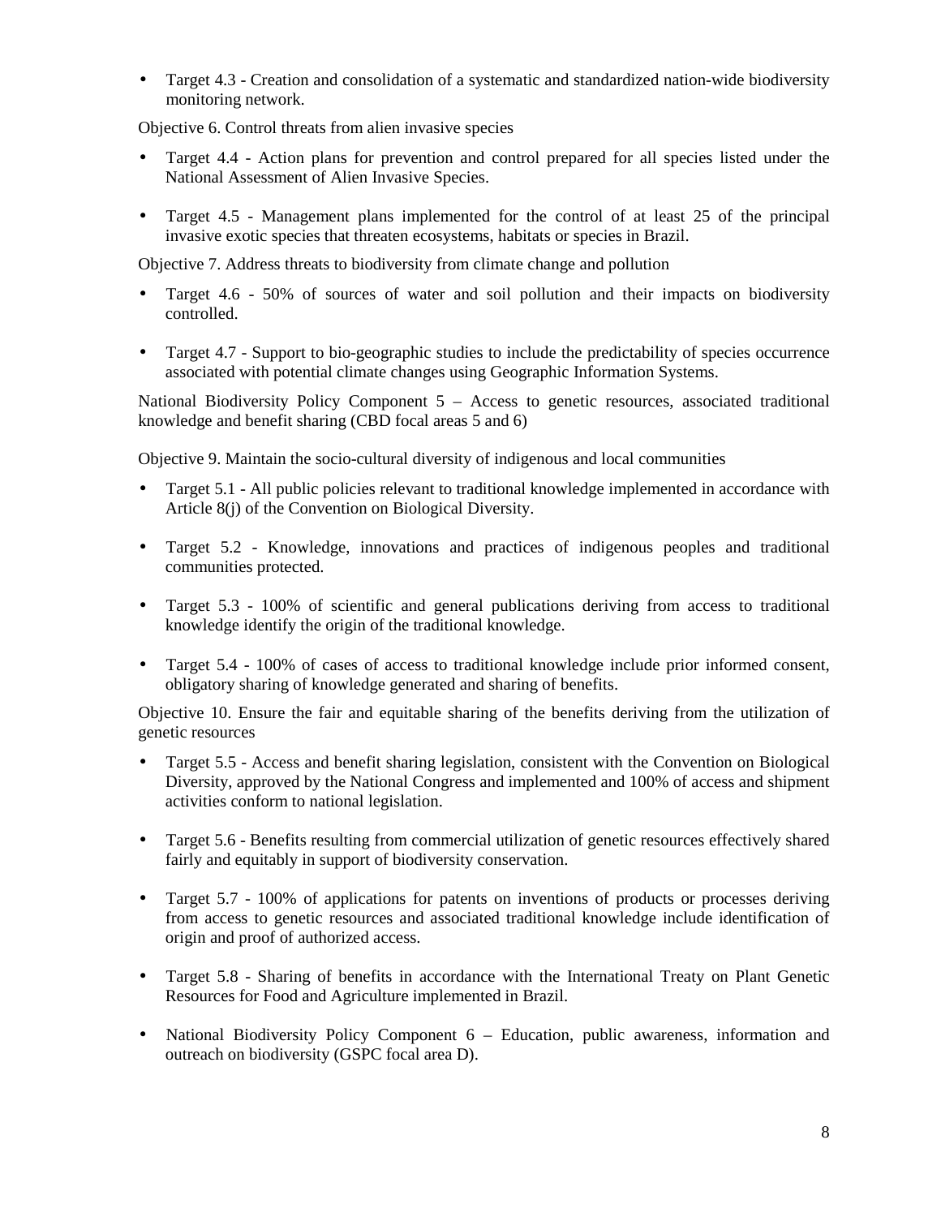- Target 4.3 - Creation and consolidation of a systematic and standardized nation-wide biodiversity monitoring network.

Objective 6. Control threats from alien invasive species

- Target 4.4 - Action plans for prevention and control prepared for all species listed under the National Assessment of Alien Invasive Species.

- Target 4.5 - Management plans implemented for the control of at least 25 of the principal invasive exotic species that threaten ecosystems, habitats or species in Brazil.

Objective 7. Address threats to biodiversity from climate change and pollution

- Target 4.6 - 50% of sources of water and soil pollution and their impacts on biodiversity controlled.

- Target 4.7 - Support to bio-geographic studies to include the predictability of species occurrence associated with potential climate changes using Geographic Information Systems.

National Biodiversity Policy Component 5 – Access to genetic resources, associated traditional knowledge and benefit sharing (CBD focal areas 5 and 6)

Objective 9. Maintain the socio-cultural diversity of indigenous and local communities

- Target 5.1 - All public policies relevant to traditional knowledge implemented in accordance with Article 8(j) of the Convention on Biological Diversity.

- Target 5.2 - Knowledge, innovations and practices of indigenous peoples and traditional communities protected.

- Target 5.3 - 100% of scientific and general publications deriving from access to traditional knowledge identify the origin of the traditional knowledge.

- Target 5.4 - 100% of cases of access to traditional knowledge include prior informed consent, obligatory sharing of knowledge generated and sharing of benefits.

Objective 10. Ensure the fair and equitable sharing of the benefits deriving from the utilization of genetic resources

- Target 5.5 - Access and benefit sharing legislation, consistent with the Convention on Biological Diversity, approved by the National Congress and implemented and 100% of access and shipment activities conform to national legislation.

- Target 5.6 - Benefits resulting from commercial utilization of genetic resources effectively shared fairly and equitably in support of biodiversity conservation.

- Target 5.7 - 100% of applications for patents on inventions of products or processes deriving from access to genetic resources and associated traditional knowledge include identification of origin and proof of authorized access.

- Target 5.8 - Sharing of benefits in accordance with the International Treaty on Plant Genetic Resources for Food and Agriculture implemented in Brazil.

- National Biodiversity Policy Component 6 – Education, public awareness, information and outreach on biodiversity (GSPC focal area D).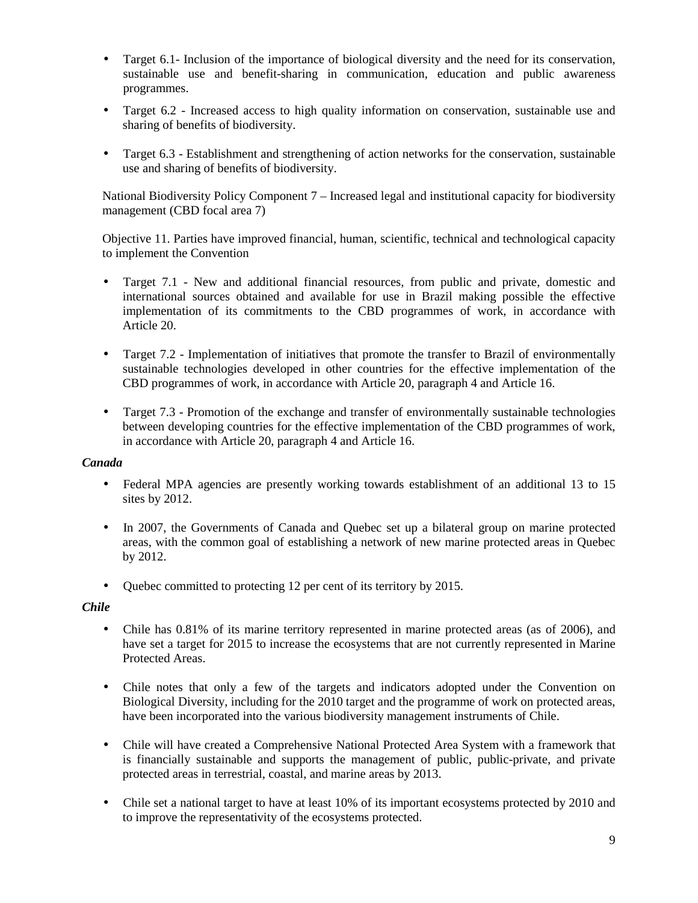- Target 6.1- Inclusion of the importance of biological diversity and the need for its conservation, sustainable use and benefit-sharing in communication, education and public awareness programmes.

- Target 6.2 - Increased access to high quality information on conservation, sustainable use and sharing of benefits of biodiversity.

- Target 6.3 - Establishment and strengthening of action networks for the conservation, sustainable use and sharing of benefits of biodiversity.

National Biodiversity Policy Component 7 – Increased legal and institutional capacity for biodiversity management (CBD focal area 7)

Objective 11. Parties have improved financial, human, scientific, technical and technological capacity to implement the Convention

- Target 7.1 - New and additional financial resources, from public and private, domestic and international sources obtained and available for use in Brazil making possible the effective implementation of its commitments to the CBD programmes of work, in accordance with Article 20.

- Target 7.2 - Implementation of initiatives that promote the transfer to Brazil of environmentally sustainable technologies developed in other countries for the effective implementation of the CBD programmes of work, in accordance with Article 20, paragraph 4 and Article 16.

- Target 7.3 - Promotion of the exchange and transfer of environmentally sustainable technologies between developing countries for the effective implementation of the CBD programmes of work, in accordance with Article 20, paragraph 4 and Article 16.

***Canada***

- Federal MPA agencies are presently working towards establishment of an additional 13 to 15 sites by 2012.

- In 2007, the Governments of Canada and Quebec set up a bilateral group on marine protected areas, with the common goal of establishing a network of new marine protected areas in Quebec by 2012.

- Quebec committed to protecting 12 per cent of its territory by 2015.

***Chile***

- Chile has 0.81% of its marine territory represented in marine protected areas (as of 2006), and have set a target for 2015 to increase the ecosystems that are not currently represented in Marine Protected Areas.

- Chile notes that only a few of the targets and indicators adopted under the Convention on Biological Diversity, including for the 2010 target and the programme of work on protected areas, have been incorporated into the various biodiversity management instruments of Chile.

- Chile will have created a Comprehensive National Protected Area System with a framework that is financially sustainable and supports the management of public, public-private, and private protected areas in terrestrial, coastal, and marine areas by 2013.

- Chile set a national target to have at least 10% of its important ecosystems protected by 2010 and to improve the representativity of the ecosystems protected.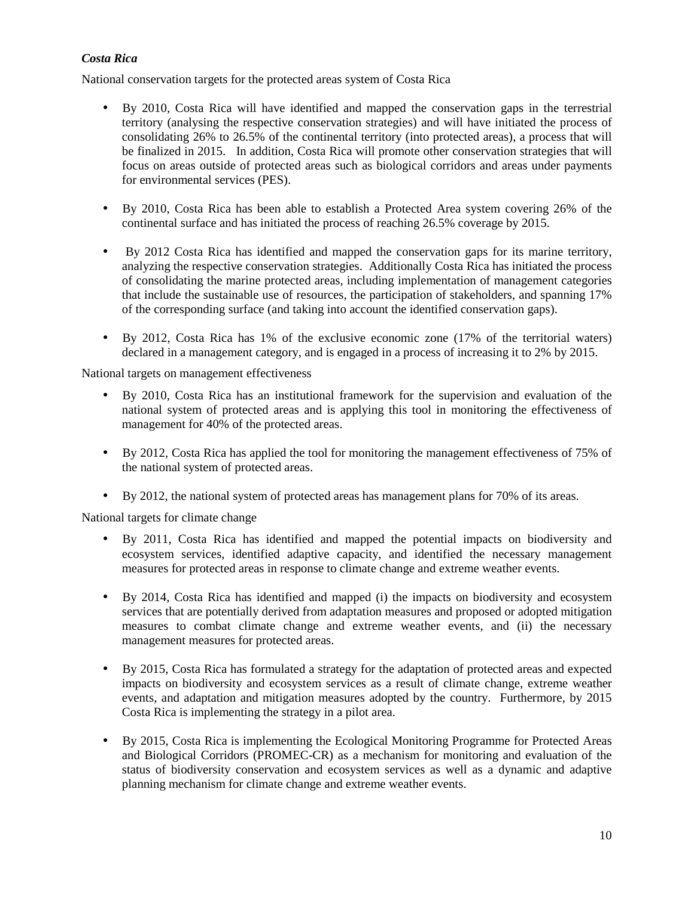***Costa Rica***

National conservation targets for the protected areas system of Costa Rica

- By 2010, Costa Rica will have identified and mapped the conservation gaps in the terrestrial territory (analysing the respective conservation strategies) and will have initiated the process of consolidating 26% to 26.5% of the continental territory (into protected areas), a process that will be finalized in 2015. In addition, Costa Rica will promote other conservation strategies that will focus on areas outside of protected areas such as biological corridors and areas under payments for environmental services (PES).

- By 2010, Costa Rica has been able to establish a Protected Area system covering 26% of the continental surface and has initiated the process of reaching 26.5% coverage by 2015.

- By 2012 Costa Rica has identified and mapped the conservation gaps for its marine territory, analyzing the respective conservation strategies. Additionally Costa Rica has initiated the process of consolidating the marine protected areas, including implementation of management categories that include the sustainable use of resources, the participation of stakeholders, and spanning 17% of the corresponding surface (and taking into account the identified conservation gaps).

- By 2012, Costa Rica has 1% of the exclusive economic zone (17% of the territorial waters) declared in a management category, and is engaged in a process of increasing it to 2% by 2015.

National targets on management effectiveness

- By 2010, Costa Rica has an institutional framework for the supervision and evaluation of the national system of protected areas and is applying this tool in monitoring the effectiveness of management for 40% of the protected areas.

- By 2012, Costa Rica has applied the tool for monitoring the management effectiveness of 75% of the national system of protected areas.

- By 2012, the national system of protected areas has management plans for 70% of its areas.

National targets for climate change

- By 2011, Costa Rica has identified and mapped the potential impacts on biodiversity and ecosystem services, identified adaptive capacity, and identified the necessary management measures for protected areas in response to climate change and extreme weather events.

- By 2014, Costa Rica has identified and mapped (i) the impacts on biodiversity and ecosystem services that are potentially derived from adaptation measures and proposed or adopted mitigation measures to combat climate change and extreme weather events, and (ii) the necessary management measures for protected areas.

- By 2015, Costa Rica has formulated a strategy for the adaptation of protected areas and expected impacts on biodiversity and ecosystem services as a result of climate change, extreme weather events, and adaptation and mitigation measures adopted by the country. Furthermore, by 2015 Costa Rica is implementing the strategy in a pilot area.

- By 2015, Costa Rica is implementing the Ecological Monitoring Programme for Protected Areas and Biological Corridors (PROMEC-CR) as a mechanism for monitoring and evaluation of the status of biodiversity conservation and ecosystem services as well as a dynamic and adaptive planning mechanism for climate change and extreme weather events.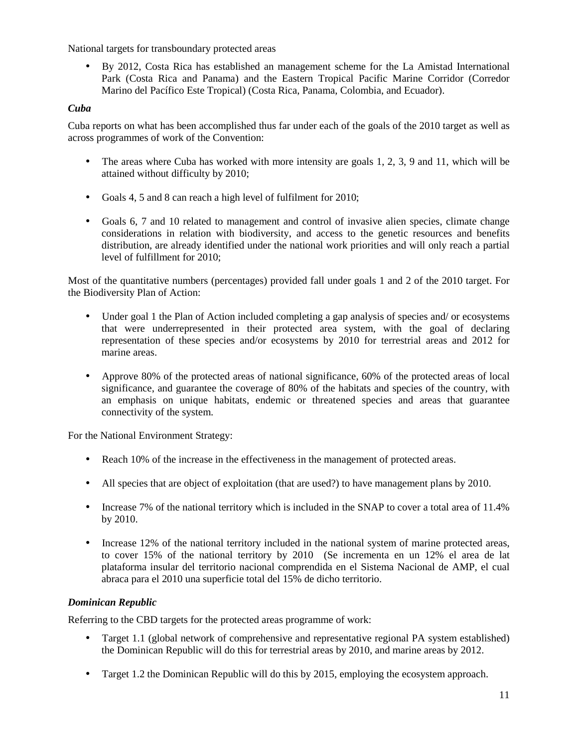National targets for transboundary protected areas

- By 2012, Costa Rica has established an management scheme for the La Amistad International Park (Costa Rica and Panama) and the Eastern Tropical Pacific Marine Corridor (Corredor Marino del Pacífico Este Tropical) (Costa Rica, Panama, Colombia, and Ecuador).

***Cuba***

Cuba reports on what has been accomplished thus far under each of the goals of the 2010 target as well as across programmes of work of the Convention:

- The areas where Cuba has worked with more intensity are goals 1, 2, 3, 9 and 11, which will be attained without difficulty by 2010;
- Goals 4, 5 and 8 can reach a high level of fulfilment for 2010;
- Goals 6, 7 and 10 related to management and control of invasive alien species, climate change considerations in relation with biodiversity, and access to the genetic resources and benefits distribution, are already identified under the national work priorities and will only reach a partial level of fulfillment for 2010;

Most of the quantitative numbers (percentages) provided fall under goals 1 and 2 of the 2010 target. For the Biodiversity Plan of Action:

- Under goal 1 the Plan of Action included completing a gap analysis of species and/ or ecosystems that were underrepresented in their protected area system, with the goal of declaring representation of these species and/or ecosystems by 2010 for terrestrial areas and 2012 for marine areas.
- Approve 80% of the protected areas of national significance, 60% of the protected areas of local significance, and guarantee the coverage of 80% of the habitats and species of the country, with an emphasis on unique habitats, endemic or threatened species and areas that guarantee connectivity of the system.

For the National Environment Strategy:

- Reach 10% of the increase in the effectiveness in the management of protected areas.
- All species that are object of exploitation (that are used?) to have management plans by 2010.
- Increase 7% of the national territory which is included in the SNAP to cover a total area of 11.4% by 2010.
- Increase 12% of the national territory included in the national system of marine protected areas, to cover 15% of the national territory by 2010 (Se incrementa en un 12% el area de lat plataforma insular del territorio nacional comprendida en el Sistema Nacional de AMP, el cual abraca para el 2010 una superficie total del 15% de dicho territorio.

***Dominican Republic***

Referring to the CBD targets for the protected areas programme of work:

- Target 1.1 (global network of comprehensive and representative regional PA system established) the Dominican Republic will do this for terrestrial areas by 2010, and marine areas by 2012.
- Target 1.2 the Dominican Republic will do this by 2015, employing the ecosystem approach.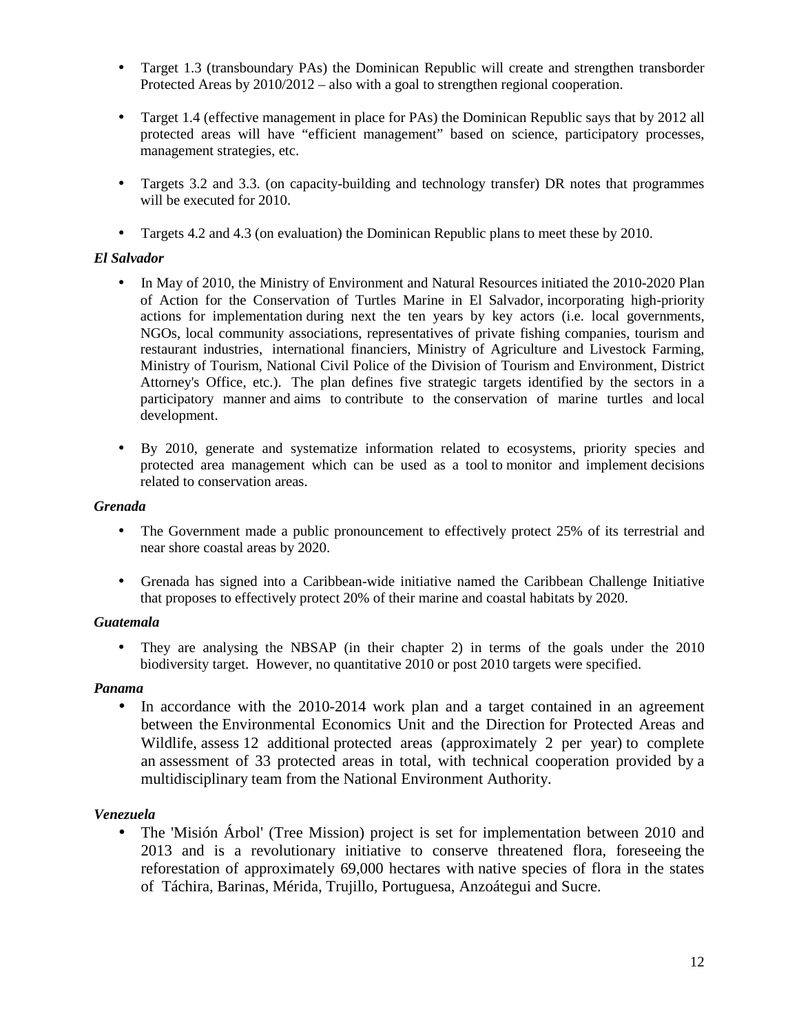- Target 1.3 (transboundary PAs) the Dominican Republic will create and strengthen transborder Protected Areas by 2010/2012 – also with a goal to strengthen regional cooperation.

- Target 1.4 (effective management in place for PAs) the Dominican Republic says that by 2012 all protected areas will have "efficient management" based on science, participatory processes, management strategies, etc.

- Targets 3.2 and 3.3. (on capacity-building and technology transfer) DR notes that programmes will be executed for 2010.

- Targets 4.2 and 4.3 (on evaluation) the Dominican Republic plans to meet these by 2010.

***El Salvador***

- In May of 2010, the Ministry of Environment and Natural Resources initiated the 2010-2020 Plan of Action for the Conservation of Turtles Marine in El Salvador, incorporating high-priority actions for implementation during next the ten years by key actors (i.e. local governments, NGOs, local community associations, representatives of private fishing companies, tourism and restaurant industries, international financiers, Ministry of Agriculture and Livestock Farming, Ministry of Tourism, National Civil Police of the Division of Tourism and Environment, District Attorney's Office, etc.). The plan defines five strategic targets identified by the sectors in a participatory manner and aims to contribute to the conservation of marine turtles and local development.

- By 2010, generate and systematize information related to ecosystems, priority species and protected area management which can be used as a tool to monitor and implement decisions related to conservation areas.

***Grenada***

- The Government made a public pronouncement to effectively protect 25% of its terrestrial and near shore coastal areas by 2020.

- Grenada has signed into a Caribbean-wide initiative named the Caribbean Challenge Initiative that proposes to effectively protect 20% of their marine and coastal habitats by 2020.

***Guatemala***

- They are analysing the NBSAP (in their chapter 2) in terms of the goals under the 2010 biodiversity target. However, no quantitative 2010 or post 2010 targets were specified.

***Panama***

- In accordance with the 2010-2014 work plan and a target contained in an agreement between the Environmental Economics Unit and the Direction for Protected Areas and Wildlife, assess 12 additional protected areas (approximately 2 per year) to complete an assessment of 33 protected areas in total, with technical cooperation provided by a multidisciplinary team from the National Environment Authority.

***Venezuela***

- The 'Misión Árbol' (Tree Mission) project is set for implementation between 2010 and 2013 and is a revolutionary initiative to conserve threatened flora, foreseeing the reforestation of approximately 69,000 hectares with native species of flora in the states of Táchira, Barinas, Mérida, Trujillo, Portuguesa, Anzoátegui and Sucre.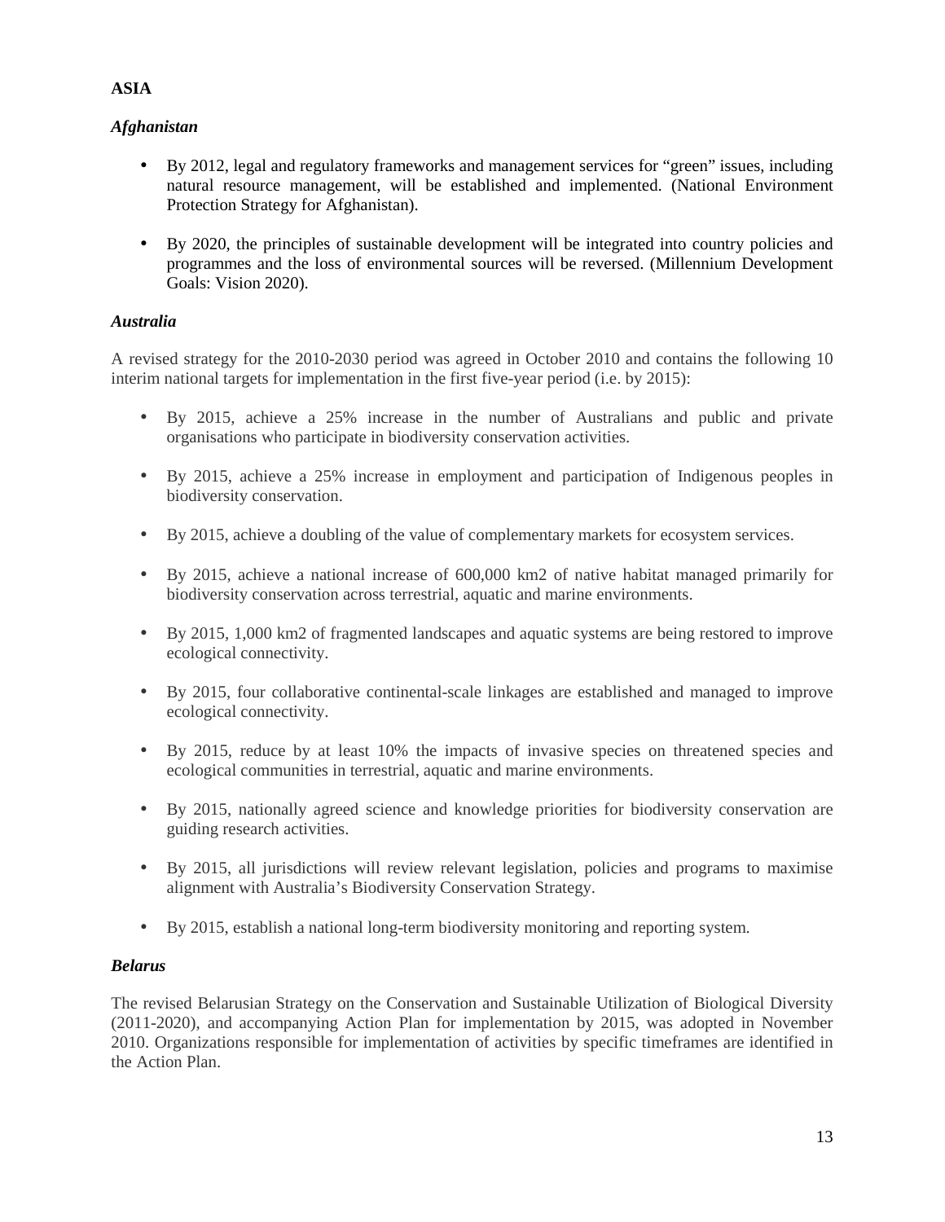**ASIA**

***Afghanistan***

- By 2012, legal and regulatory frameworks and management services for "green" issues, including natural resource management, will be established and implemented. (National Environment Protection Strategy for Afghanistan).

- By 2020, the principles of sustainable development will be integrated into country policies and programmes and the loss of environmental sources will be reversed. (Millennium Development Goals: Vision 2020).

***Australia***

A revised strategy for the 2010-2030 period was agreed in October 2010 and contains the following 10 interim national targets for implementation in the first five-year period (i.e. by 2015):

- By 2015, achieve a 25% increase in the number of Australians and public and private organisations who participate in biodiversity conservation activities.

- By 2015, achieve a 25% increase in employment and participation of Indigenous peoples in biodiversity conservation.

- By 2015, achieve a doubling of the value of complementary markets for ecosystem services.

- By 2015, achieve a national increase of 600,000 km2 of native habitat managed primarily for biodiversity conservation across terrestrial, aquatic and marine environments.

- By 2015, 1,000 km2 of fragmented landscapes and aquatic systems are being restored to improve ecological connectivity.

- By 2015, four collaborative continental-scale linkages are established and managed to improve ecological connectivity.

- By 2015, reduce by at least 10% the impacts of invasive species on threatened species and ecological communities in terrestrial, aquatic and marine environments.

- By 2015, nationally agreed science and knowledge priorities for biodiversity conservation are guiding research activities.

- By 2015, all jurisdictions will review relevant legislation, policies and programs to maximise alignment with Australia's Biodiversity Conservation Strategy.

- By 2015, establish a national long-term biodiversity monitoring and reporting system.

***Belarus***

The revised Belarusian Strategy on the Conservation and Sustainable Utilization of Biological Diversity (2011-2020), and accompanying Action Plan for implementation by 2015, was adopted in November 2010. Organizations responsible for implementation of activities by specific timeframes are identified in the Action Plan.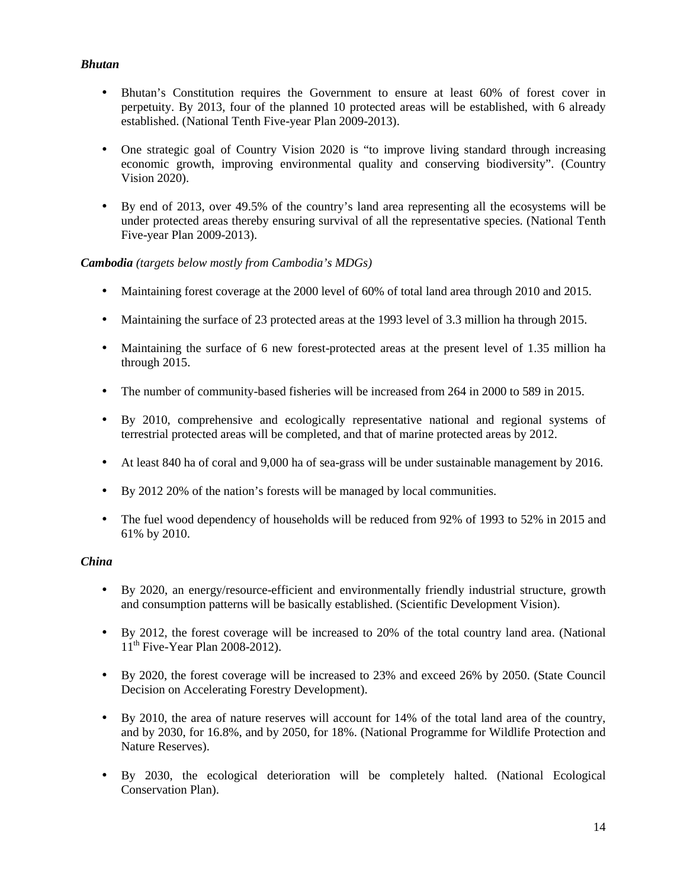*Bhutan*

- Bhutan's Constitution requires the Government to ensure at least 60% of forest cover in perpetuity. By 2013, four of the planned 10 protected areas will be established, with 6 already established. (National Tenth Five-year Plan 2009-2013).

- One strategic goal of Country Vision 2020 is "to improve living standard through increasing economic growth, improving environmental quality and conserving biodiversity". (Country Vision 2020).

- By end of 2013, over 49.5% of the country's land area representing all the ecosystems will be under protected areas thereby ensuring survival of all the representative species. (National Tenth Five-year Plan 2009-2013).

***Cambodia*** *(targets below mostly from Cambodia's MDGs)*

- Maintaining forest coverage at the 2000 level of 60% of total land area through 2010 and 2015.

- Maintaining the surface of 23 protected areas at the 1993 level of 3.3 million ha through 2015.

- Maintaining the surface of 6 new forest-protected areas at the present level of 1.35 million ha through 2015.

- The number of community-based fisheries will be increased from 264 in 2000 to 589 in 2015.

- By 2010, comprehensive and ecologically representative national and regional systems of terrestrial protected areas will be completed, and that of marine protected areas by 2012.

- At least 840 ha of coral and 9,000 ha of sea-grass will be under sustainable management by 2016.

- By 2012 20% of the nation's forests will be managed by local communities.

- The fuel wood dependency of households will be reduced from 92% of 1993 to 52% in 2015 and 61% by 2010.

***China***

- By 2020, an energy/resource-efficient and environmentally friendly industrial structure, growth and consumption patterns will be basically established. (Scientific Development Vision).

- By 2012, the forest coverage will be increased to 20% of the total country land area. (National 11th Five-Year Plan 2008-2012).

- By 2020, the forest coverage will be increased to 23% and exceed 26% by 2050. (State Council Decision on Accelerating Forestry Development).

- By 2010, the area of nature reserves will account for 14% of the total land area of the country, and by 2030, for 16.8%, and by 2050, for 18%. (National Programme for Wildlife Protection and Nature Reserves).

- By 2030, the ecological deterioration will be completely halted. (National Ecological Conservation Plan).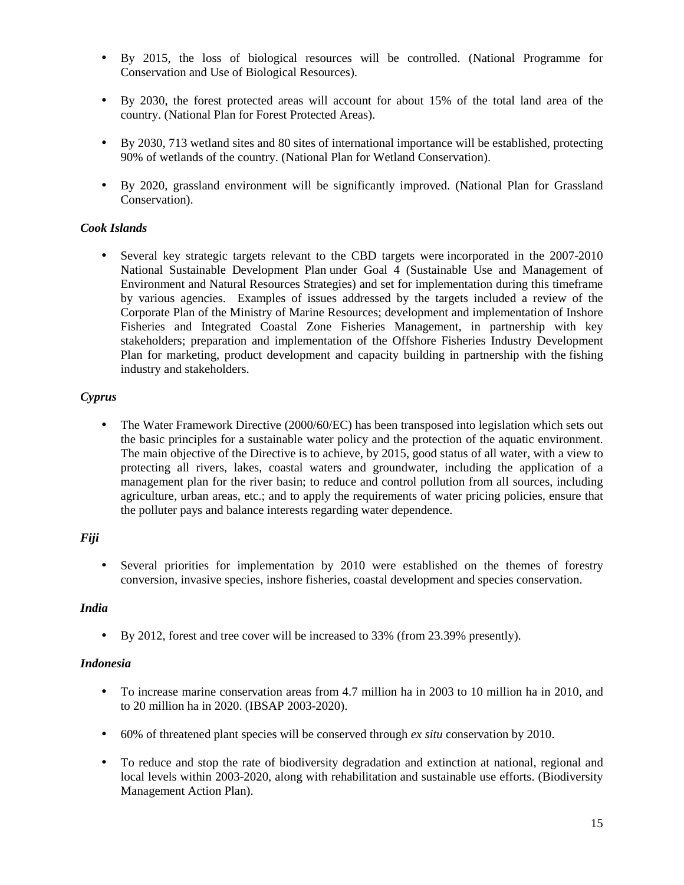- By 2015, the loss of biological resources will be controlled. (National Programme for Conservation and Use of Biological Resources).

- By 2030, the forest protected areas will account for about 15% of the total land area of the country. (National Plan for Forest Protected Areas).

- By 2030, 713 wetland sites and 80 sites of international importance will be established, protecting 90% of wetlands of the country. (National Plan for Wetland Conservation).

- By 2020, grassland environment will be significantly improved. (National Plan for Grassland Conservation).

***Cook Islands***

- Several key strategic targets relevant to the CBD targets were incorporated in the 2007-2010 National Sustainable Development Plan under Goal 4 (Sustainable Use and Management of Environment and Natural Resources Strategies) and set for implementation during this timeframe by various agencies. Examples of issues addressed by the targets included a review of the Corporate Plan of the Ministry of Marine Resources; development and implementation of Inshore Fisheries and Integrated Coastal Zone Fisheries Management, in partnership with key stakeholders; preparation and implementation of the Offshore Fisheries Industry Development Plan for marketing, product development and capacity building in partnership with the fishing industry and stakeholders.

***Cyprus***

- The Water Framework Directive (2000/60/EC) has been transposed into legislation which sets out the basic principles for a sustainable water policy and the protection of the aquatic environment. The main objective of the Directive is to achieve, by 2015, good status of all water, with a view to protecting all rivers, lakes, coastal waters and groundwater, including the application of a management plan for the river basin; to reduce and control pollution from all sources, including agriculture, urban areas, etc.; and to apply the requirements of water pricing policies, ensure that the polluter pays and balance interests regarding water dependence.

***Fiji***

- Several priorities for implementation by 2010 were established on the themes of forestry conversion, invasive species, inshore fisheries, coastal development and species conservation.

***India***

- By 2012, forest and tree cover will be increased to 33% (from 23.39% presently).

***Indonesia***

- To increase marine conservation areas from 4.7 million ha in 2003 to 10 million ha in 2010, and to 20 million ha in 2020. (IBSAP 2003-2020).

- 60% of threatened plant species will be conserved through *ex situ* conservation by 2010.

- To reduce and stop the rate of biodiversity degradation and extinction at national, regional and local levels within 2003-2020, along with rehabilitation and sustainable use efforts. (Biodiversity Management Action Plan).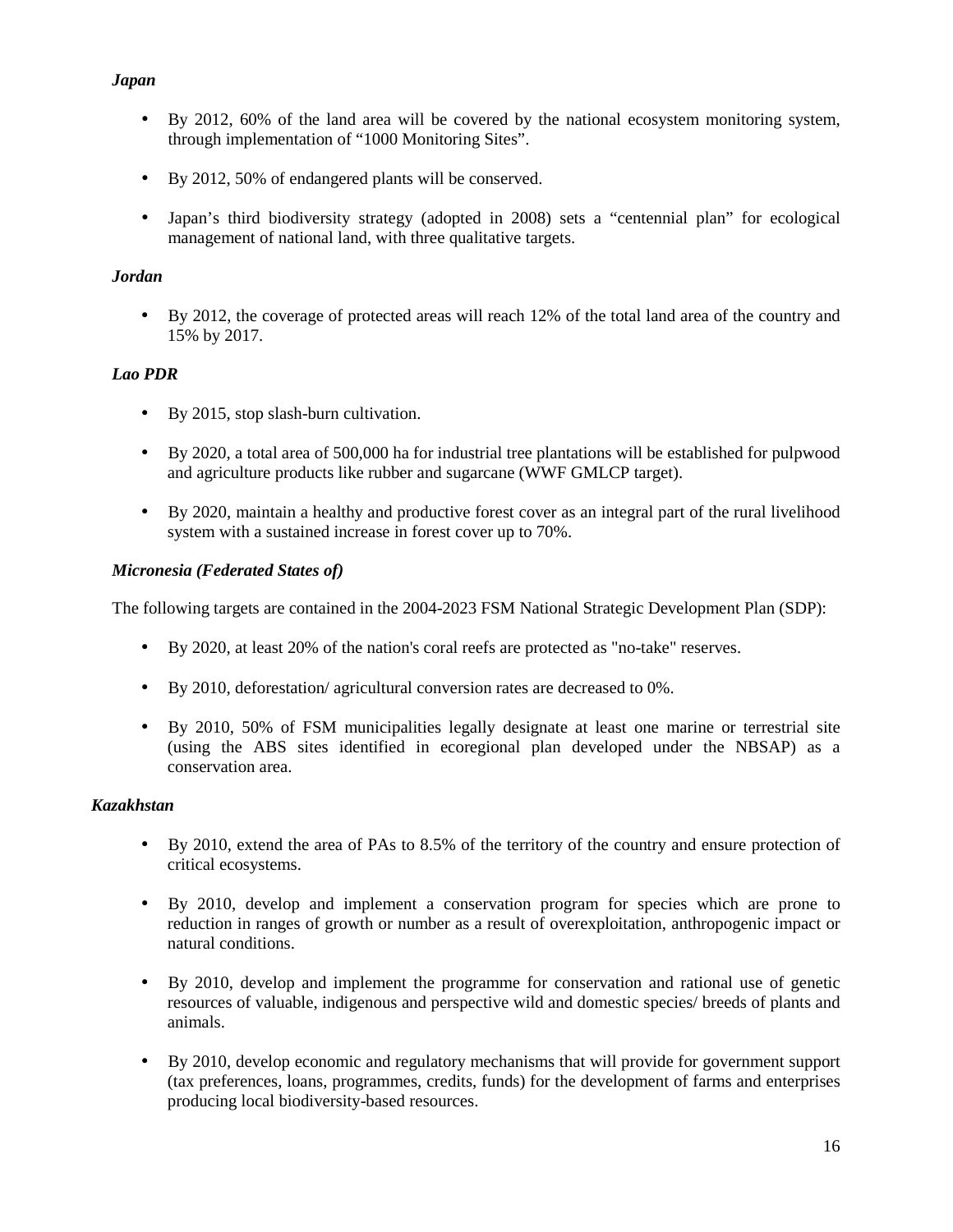*Japan*

- By 2012, 60% of the land area will be covered by the national ecosystem monitoring system, through implementation of "1000 Monitoring Sites".
- By 2012, 50% of endangered plants will be conserved.
- Japan's third biodiversity strategy (adopted in 2008) sets a "centennial plan" for ecological management of national land, with three qualitative targets.

*Jordan*

- By 2012, the coverage of protected areas will reach 12% of the total land area of the country and 15% by 2017.

*Lao PDR*

- By 2015, stop slash-burn cultivation.
- By 2020, a total area of 500,000 ha for industrial tree plantations will be established for pulpwood and agriculture products like rubber and sugarcane (WWF GMLCP target).
- By 2020, maintain a healthy and productive forest cover as an integral part of the rural livelihood system with a sustained increase in forest cover up to 70%.

*Micronesia (Federated States of)*

The following targets are contained in the 2004-2023 FSM National Strategic Development Plan (SDP):

- By 2020, at least 20% of the nation's coral reefs are protected as "no-take" reserves.
- By 2010, deforestation/ agricultural conversion rates are decreased to 0%.
- By 2010, 50% of FSM municipalities legally designate at least one marine or terrestrial site (using the ABS sites identified in ecoregional plan developed under the NBSAP) as a conservation area.

*Kazakhstan*

- By 2010, extend the area of PAs to 8.5% of the territory of the country and ensure protection of critical ecosystems.
- By 2010, develop and implement a conservation program for species which are prone to reduction in ranges of growth or number as a result of overexploitation, anthropogenic impact or natural conditions.
- By 2010, develop and implement the programme for conservation and rational use of genetic resources of valuable, indigenous and perspective wild and domestic species/ breeds of plants and animals.
- By 2010, develop economic and regulatory mechanisms that will provide for government support (tax preferences, loans, programmes, credits, funds) for the development of farms and enterprises producing local biodiversity-based resources.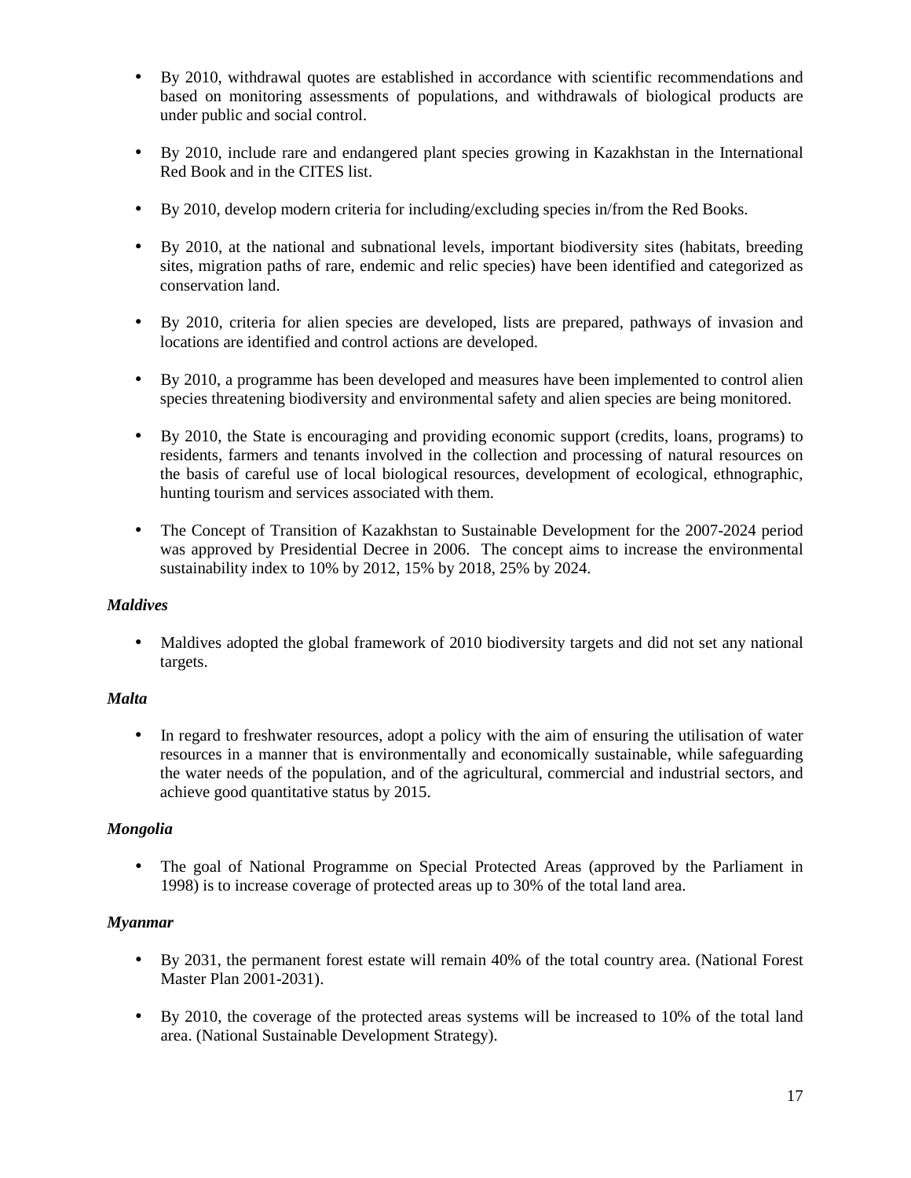- By 2010, withdrawal quotes are established in accordance with scientific recommendations and based on monitoring assessments of populations, and withdrawals of biological products are under public and social control.

- By 2010, include rare and endangered plant species growing in Kazakhstan in the International Red Book and in the CITES list.

- By 2010, develop modern criteria for including/excluding species in/from the Red Books.

- By 2010, at the national and subnational levels, important biodiversity sites (habitats, breeding sites, migration paths of rare, endemic and relic species) have been identified and categorized as conservation land.

- By 2010, criteria for alien species are developed, lists are prepared, pathways of invasion and locations are identified and control actions are developed.

- By 2010, a programme has been developed and measures have been implemented to control alien species threatening biodiversity and environmental safety and alien species are being monitored.

- By 2010, the State is encouraging and providing economic support (credits, loans, programs) to residents, farmers and tenants involved in the collection and processing of natural resources on the basis of careful use of local biological resources, development of ecological, ethnographic, hunting tourism and services associated with them.

- The Concept of Transition of Kazakhstan to Sustainable Development for the 2007-2024 period was approved by Presidential Decree in 2006. The concept aims to increase the environmental sustainability index to 10% by 2012, 15% by 2018, 25% by 2024.

***Maldives***

- Maldives adopted the global framework of 2010 biodiversity targets and did not set any national targets.

***Malta***

- In regard to freshwater resources, adopt a policy with the aim of ensuring the utilisation of water resources in a manner that is environmentally and economically sustainable, while safeguarding the water needs of the population, and of the agricultural, commercial and industrial sectors, and achieve good quantitative status by 2015.

***Mongolia***

- The goal of National Programme on Special Protected Areas (approved by the Parliament in 1998) is to increase coverage of protected areas up to 30% of the total land area.

***Myanmar***

- By 2031, the permanent forest estate will remain 40% of the total country area. (National Forest Master Plan 2001-2031).

- By 2010, the coverage of the protected areas systems will be increased to 10% of the total land area. (National Sustainable Development Strategy).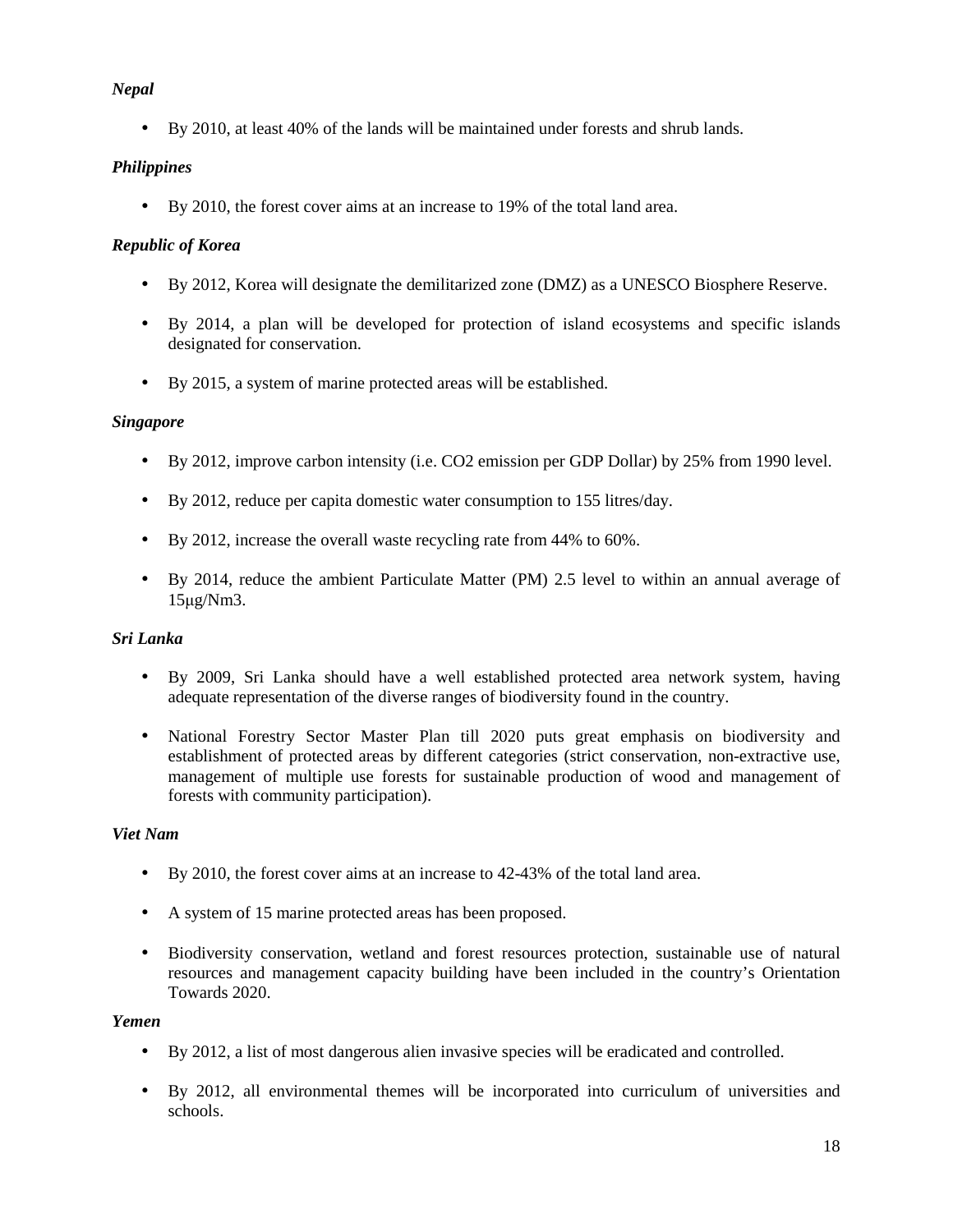*Nepal*

- By 2010, at least 40% of the lands will be maintained under forests and shrub lands.

*Philippines*

- By 2010, the forest cover aims at an increase to 19% of the total land area.

*Republic of Korea*

- By 2012, Korea will designate the demilitarized zone (DMZ) as a UNESCO Biosphere Reserve.
- By 2014, a plan will be developed for protection of island ecosystems and specific islands designated for conservation.
- By 2015, a system of marine protected areas will be established.

*Singapore*

- By 2012, improve carbon intensity (i.e. $CO_2$ emission per GDP Dollar) by 25% from 1990 level.
- By 2012, reduce per capita domestic water consumption to 155 litres/day.
- By 2012, increase the overall waste recycling rate from 44% to 60%.
- By 2014, reduce the ambient Particulate Matter (PM) 2.5 level to within an annual average of 15μg/Nm3.

*Sri Lanka*

- By 2009, Sri Lanka should have a well established protected area network system, having adequate representation of the diverse ranges of biodiversity found in the country.
- National Forestry Sector Master Plan till 2020 puts great emphasis on biodiversity and establishment of protected areas by different categories (strict conservation, non-extractive use, management of multiple use forests for sustainable production of wood and management of forests with community participation).

*Viet Nam*

- By 2010, the forest cover aims at an increase to 42-43% of the total land area.
- A system of 15 marine protected areas has been proposed.
- Biodiversity conservation, wetland and forest resources protection, sustainable use of natural resources and management capacity building have been included in the country's Orientation Towards 2020.

*Yemen*

- By 2012, a list of most dangerous alien invasive species will be eradicated and controlled.
- By 2012, all environmental themes will be incorporated into curriculum of universities and schools.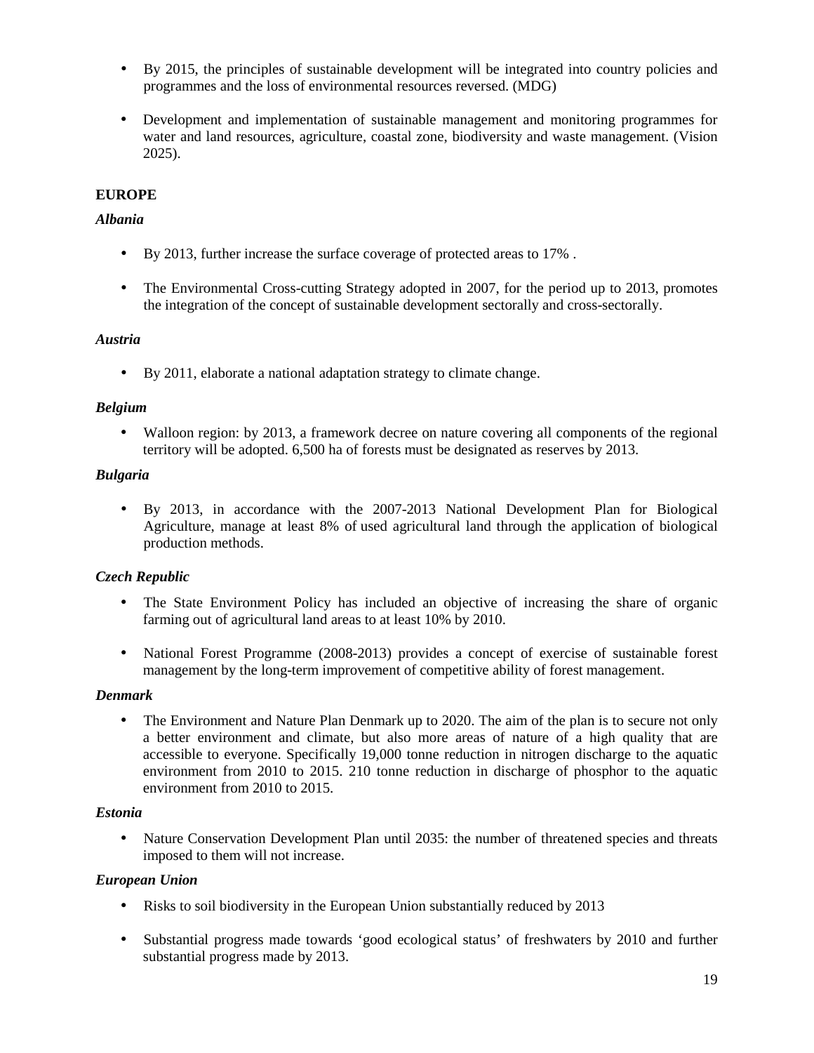- By 2015, the principles of sustainable development will be integrated into country policies and programmes and the loss of environmental resources reversed. (MDG)

- Development and implementation of sustainable management and monitoring programmes for water and land resources, agriculture, coastal zone, biodiversity and waste management. (Vision 2025).

**EUROPE**

***Albania***

- By 2013, further increase the surface coverage of protected areas to 17% .

- The Environmental Cross-cutting Strategy adopted in 2007, for the period up to 2013, promotes the integration of the concept of sustainable development sectorally and cross-sectorally.

***Austria***

- By 2011, elaborate a national adaptation strategy to climate change.

***Belgium***

- Walloon region: by 2013, a framework decree on nature covering all components of the regional territory will be adopted. 6,500 ha of forests must be designated as reserves by 2013.

***Bulgaria***

- By 2013, in accordance with the 2007-2013 National Development Plan for Biological Agriculture, manage at least 8% of used agricultural land through the application of biological production methods.

***Czech Republic***

- The State Environment Policy has included an objective of increasing the share of organic farming out of agricultural land areas to at least 10% by 2010.

- National Forest Programme (2008-2013) provides a concept of exercise of sustainable forest management by the long-term improvement of competitive ability of forest management.

***Denmark***

- The Environment and Nature Plan Denmark up to 2020. The aim of the plan is to secure not only a better environment and climate, but also more areas of nature of a high quality that are accessible to everyone. Specifically 19,000 tonne reduction in nitrogen discharge to the aquatic environment from 2010 to 2015. 210 tonne reduction in discharge of phosphor to the aquatic environment from 2010 to 2015.

***Estonia***

- Nature Conservation Development Plan until 2035: the number of threatened species and threats imposed to them will not increase.

***European Union***

- Risks to soil biodiversity in the European Union substantially reduced by 2013

- Substantial progress made towards 'good ecological status' of freshwaters by 2010 and further substantial progress made by 2013.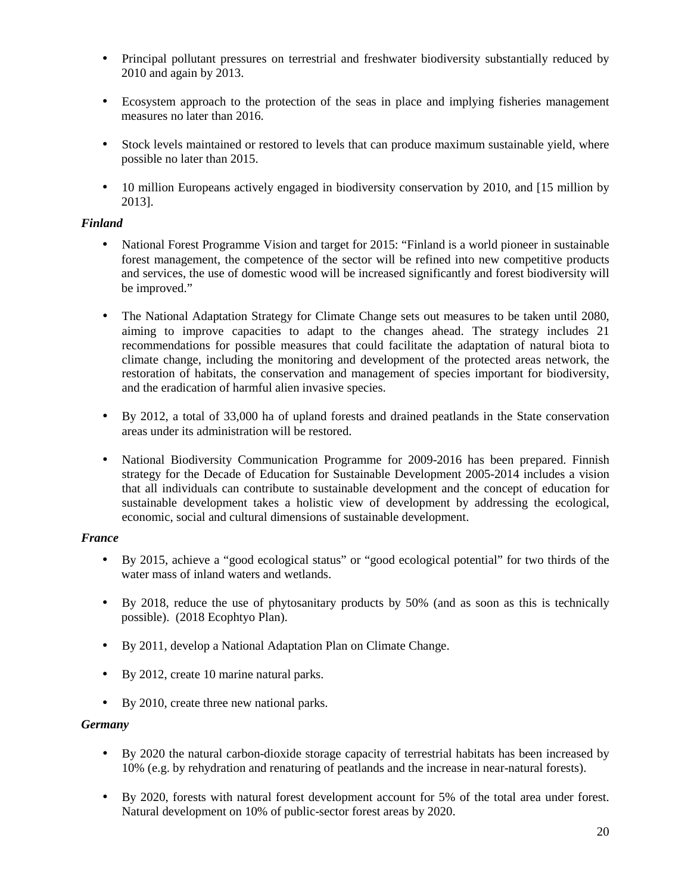- Principal pollutant pressures on terrestrial and freshwater biodiversity substantially reduced by 2010 and again by 2013.

- Ecosystem approach to the protection of the seas in place and implying fisheries management measures no later than 2016.

- Stock levels maintained or restored to levels that can produce maximum sustainable yield, where possible no later than 2015.

- 10 million Europeans actively engaged in biodiversity conservation by 2010, and [15 million by 2013].

***Finland***

- National Forest Programme Vision and target for 2015: "Finland is a world pioneer in sustainable forest management, the competence of the sector will be refined into new competitive products and services, the use of domestic wood will be increased significantly and forest biodiversity will be improved."

- The National Adaptation Strategy for Climate Change sets out measures to be taken until 2080, aiming to improve capacities to adapt to the changes ahead. The strategy includes 21 recommendations for possible measures that could facilitate the adaptation of natural biota to climate change, including the monitoring and development of the protected areas network, the restoration of habitats, the conservation and management of species important for biodiversity, and the eradication of harmful alien invasive species.

- By 2012, a total of 33,000 ha of upland forests and drained peatlands in the State conservation areas under its administration will be restored.

- National Biodiversity Communication Programme for 2009-2016 has been prepared. Finnish strategy for the Decade of Education for Sustainable Development 2005-2014 includes a vision that all individuals can contribute to sustainable development and the concept of education for sustainable development takes a holistic view of development by addressing the ecological, economic, social and cultural dimensions of sustainable development.

***France***

- By 2015, achieve a "good ecological status" or "good ecological potential" for two thirds of the water mass of inland waters and wetlands.

- By 2018, reduce the use of phytosanitary products by 50% (and as soon as this is technically possible). (2018 Ecophtyo Plan).

- By 2011, develop a National Adaptation Plan on Climate Change.

- By 2012, create 10 marine natural parks.

- By 2010, create three new national parks.

***Germany***

- By 2020 the natural carbon-dioxide storage capacity of terrestrial habitats has been increased by 10% (e.g. by rehydration and renaturing of peatlands and the increase in near-natural forests).

- By 2020, forests with natural forest development account for 5% of the total area under forest. Natural development on 10% of public-sector forest areas by 2020.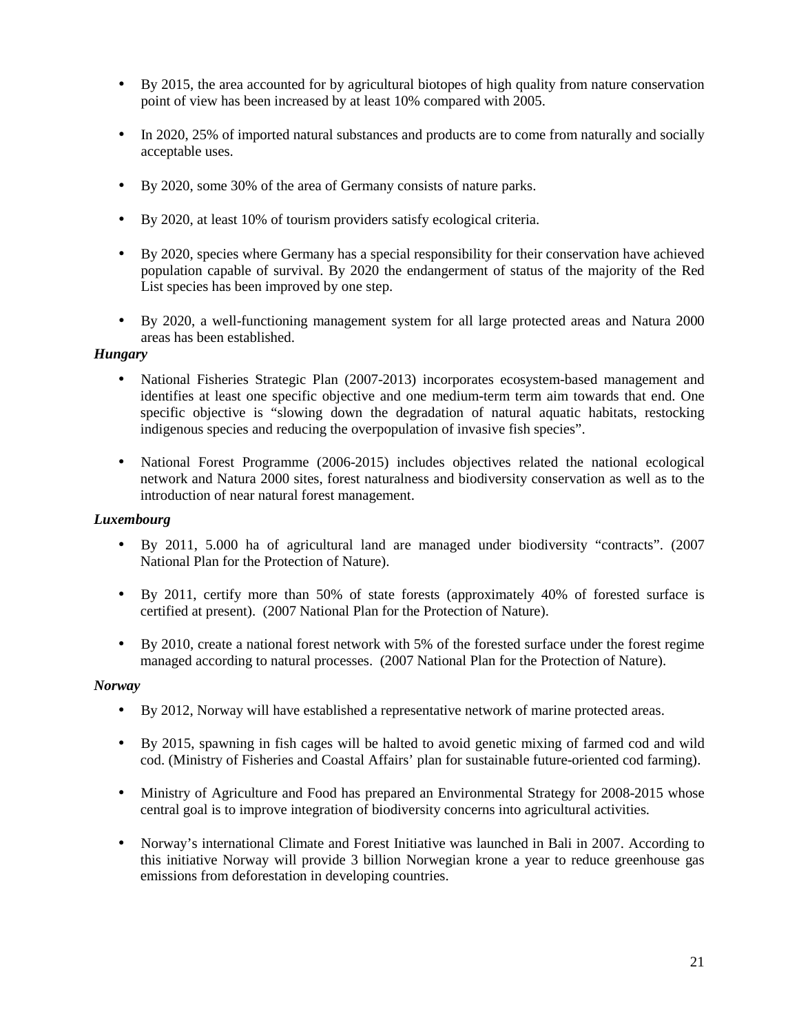- By 2015, the area accounted for by agricultural biotopes of high quality from nature conservation point of view has been increased by at least 10% compared with 2005.

- In 2020, 25% of imported natural substances and products are to come from naturally and socially acceptable uses.

- By 2020, some 30% of the area of Germany consists of nature parks.

- By 2020, at least 10% of tourism providers satisfy ecological criteria.

- By 2020, species where Germany has a special responsibility for their conservation have achieved population capable of survival. By 2020 the endangerment of status of the majority of the Red List species has been improved by one step.

- By 2020, a well-functioning management system for all large protected areas and Natura 2000 areas has been established.

***Hungary***

- National Fisheries Strategic Plan (2007-2013) incorporates ecosystem-based management and identifies at least one specific objective and one medium-term term aim towards that end. One specific objective is "slowing down the degradation of natural aquatic habitats, restocking indigenous species and reducing the overpopulation of invasive fish species".

- National Forest Programme (2006-2015) includes objectives related the national ecological network and Natura 2000 sites, forest naturalness and biodiversity conservation as well as to the introduction of near natural forest management.

***Luxembourg***

- By 2011, 5.000 ha of agricultural land are managed under biodiversity "contracts". (2007 National Plan for the Protection of Nature).

- By 2011, certify more than 50% of state forests (approximately 40% of forested surface is certified at present). (2007 National Plan for the Protection of Nature).

- By 2010, create a national forest network with 5% of the forested surface under the forest regime managed according to natural processes. (2007 National Plan for the Protection of Nature).

***Norway***

- By 2012, Norway will have established a representative network of marine protected areas.

- By 2015, spawning in fish cages will be halted to avoid genetic mixing of farmed cod and wild cod. (Ministry of Fisheries and Coastal Affairs' plan for sustainable future-oriented cod farming).

- Ministry of Agriculture and Food has prepared an Environmental Strategy for 2008-2015 whose central goal is to improve integration of biodiversity concerns into agricultural activities.

- Norway's international Climate and Forest Initiative was launched in Bali in 2007. According to this initiative Norway will provide 3 billion Norwegian krone a year to reduce greenhouse gas emissions from deforestation in developing countries.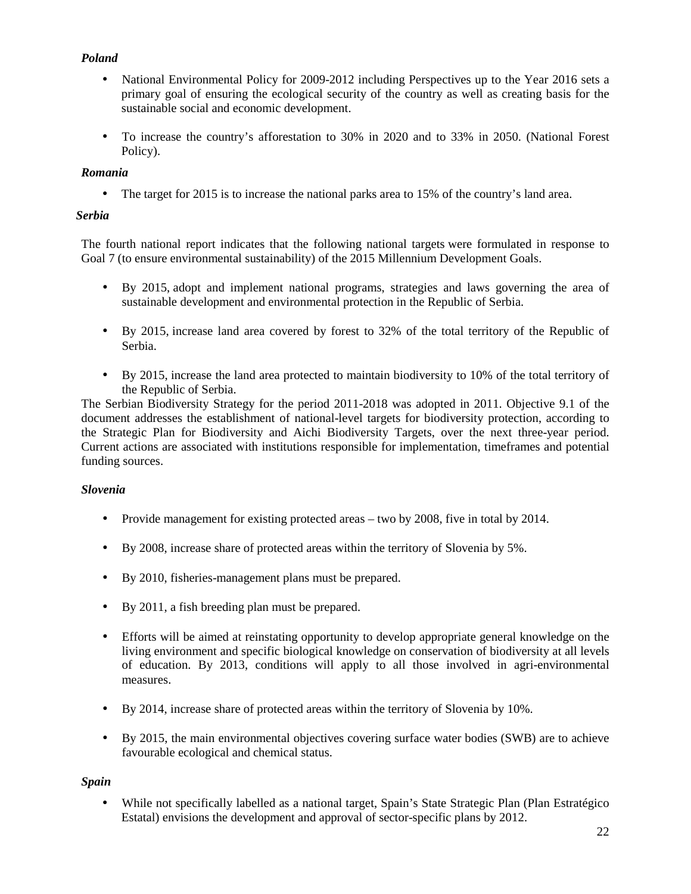***Poland***

- National Environmental Policy for 2009-2012 including Perspectives up to the Year 2016 sets a primary goal of ensuring the ecological security of the country as well as creating basis for the sustainable social and economic development.

- To increase the country's afforestation to 30% in 2020 and to 33% in 2050. (National Forest Policy).

***Romania***

- The target for 2015 is to increase the national parks area to 15% of the country's land area.

***Serbia***

The fourth national report indicates that the following national targets were formulated in response to Goal 7 (to ensure environmental sustainability) of the 2015 Millennium Development Goals.

- By 2015, adopt and implement national programs, strategies and laws governing the area of sustainable development and environmental protection in the Republic of Serbia.

- By 2015, increase land area covered by forest to 32% of the total territory of the Republic of Serbia.

- By 2015, increase the land area protected to maintain biodiversity to 10% of the total territory of the Republic of Serbia.

The Serbian Biodiversity Strategy for the period 2011-2018 was adopted in 2011. Objective 9.1 of the document addresses the establishment of national-level targets for biodiversity protection, according to the Strategic Plan for Biodiversity and Aichi Biodiversity Targets, over the next three-year period. Current actions are associated with institutions responsible for implementation, timeframes and potential funding sources.

***Slovenia***

- Provide management for existing protected areas – two by 2008, five in total by 2014.

- By 2008, increase share of protected areas within the territory of Slovenia by 5%.

- By 2010, fisheries-management plans must be prepared.

- By 2011, a fish breeding plan must be prepared.

- Efforts will be aimed at reinstating opportunity to develop appropriate general knowledge on the living environment and specific biological knowledge on conservation of biodiversity at all levels of education. By 2013, conditions will apply to all those involved in agri-environmental measures.

- By 2014, increase share of protected areas within the territory of Slovenia by 10%.

- By 2015, the main environmental objectives covering surface water bodies (SWB) are to achieve favourable ecological and chemical status.

***Spain***

- While not specifically labelled as a national target, Spain's State Strategic Plan (Plan Estratégico Estatal) envisions the development and approval of sector-specific plans by 2012.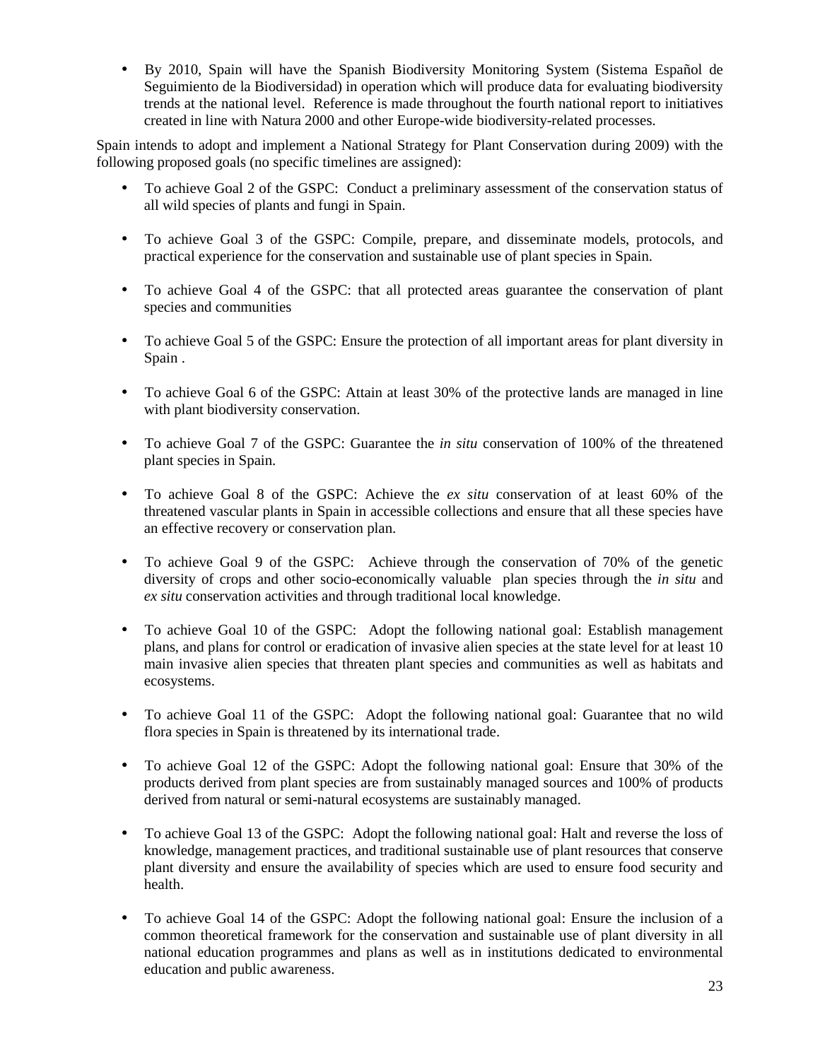- By 2010, Spain will have the Spanish Biodiversity Monitoring System (Sistema Español de Seguimiento de la Biodiversidad) in operation which will produce data for evaluating biodiversity trends at the national level. Reference is made throughout the fourth national report to initiatives created in line with Natura 2000 and other Europe-wide biodiversity-related processes.

Spain intends to adopt and implement a National Strategy for Plant Conservation during 2009) with the following proposed goals (no specific timelines are assigned):

- To achieve Goal 2 of the GSPC: Conduct a preliminary assessment of the conservation status of all wild species of plants and fungi in Spain.

- To achieve Goal 3 of the GSPC: Compile, prepare, and disseminate models, protocols, and practical experience for the conservation and sustainable use of plant species in Spain.

- To achieve Goal 4 of the GSPC: that all protected areas guarantee the conservation of plant species and communities

- To achieve Goal 5 of the GSPC: Ensure the protection of all important areas for plant diversity in Spain .

- To achieve Goal 6 of the GSPC: Attain at least 30% of the protective lands are managed in line with plant biodiversity conservation.

- To achieve Goal 7 of the GSPC: Guarantee the *in situ* conservation of 100% of the threatened plant species in Spain.

- To achieve Goal 8 of the GSPC: Achieve the *ex situ* conservation of at least 60% of the threatened vascular plants in Spain in accessible collections and ensure that all these species have an effective recovery or conservation plan.

- To achieve Goal 9 of the GSPC: Achieve through the conservation of 70% of the genetic diversity of crops and other socio-economically valuable plan species through the *in situ* and *ex situ* conservation activities and through traditional local knowledge.

- To achieve Goal 10 of the GSPC: Adopt the following national goal: Establish management plans, and plans for control or eradication of invasive alien species at the state level for at least 10 main invasive alien species that threaten plant species and communities as well as habitats and ecosystems.

- To achieve Goal 11 of the GSPC: Adopt the following national goal: Guarantee that no wild flora species in Spain is threatened by its international trade.

- To achieve Goal 12 of the GSPC: Adopt the following national goal: Ensure that 30% of the products derived from plant species are from sustainably managed sources and 100% of products derived from natural or semi-natural ecosystems are sustainably managed.

- To achieve Goal 13 of the GSPC: Adopt the following national goal: Halt and reverse the loss of knowledge, management practices, and traditional sustainable use of plant resources that conserve plant diversity and ensure the availability of species which are used to ensure food security and health.

- To achieve Goal 14 of the GSPC: Adopt the following national goal: Ensure the inclusion of a common theoretical framework for the conservation and sustainable use of plant diversity in all national education programmes and plans as well as in institutions dedicated to environmental education and public awareness.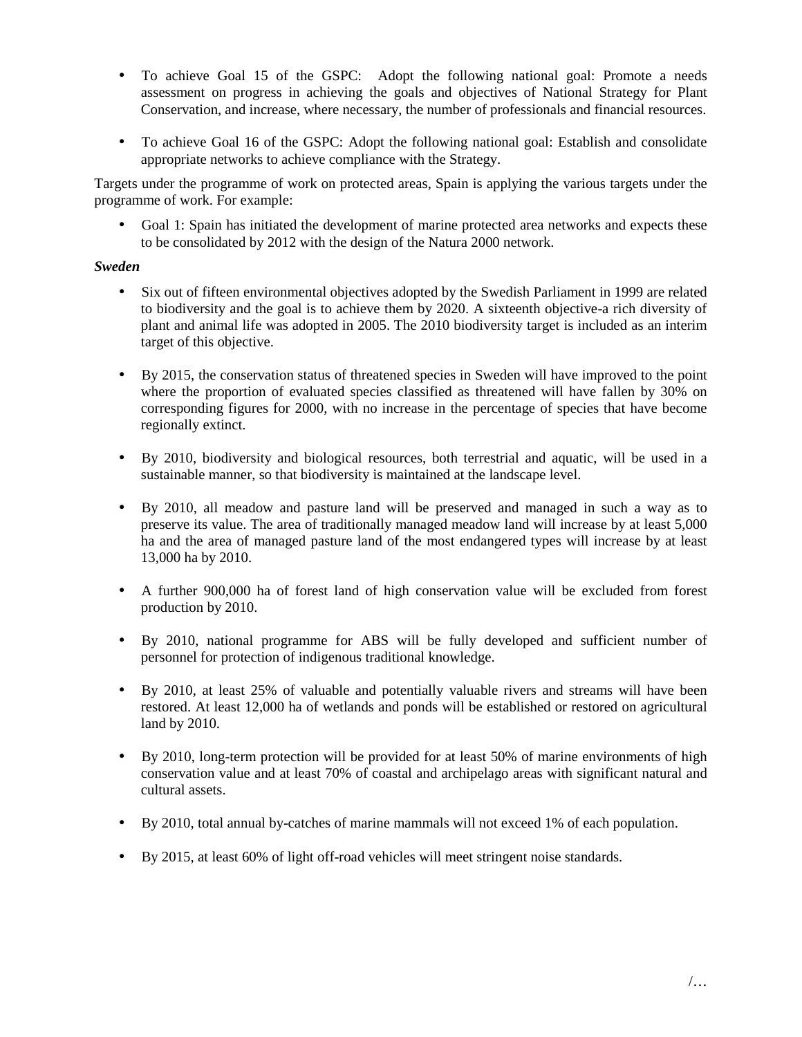- To achieve Goal 15 of the GSPC: Adopt the following national goal: Promote a needs assessment on progress in achieving the goals and objectives of National Strategy for Plant Conservation, and increase, where necessary, the number of professionals and financial resources.

- To achieve Goal 16 of the GSPC: Adopt the following national goal: Establish and consolidate appropriate networks to achieve compliance with the Strategy.

Targets under the programme of work on protected areas, Spain is applying the various targets under the programme of work. For example:

- Goal 1: Spain has initiated the development of marine protected area networks and expects these to be consolidated by 2012 with the design of the Natura 2000 network.

***Sweden***

- Six out of fifteen environmental objectives adopted by the Swedish Parliament in 1999 are related to biodiversity and the goal is to achieve them by 2020. A sixteenth objective-a rich diversity of plant and animal life was adopted in 2005. The 2010 biodiversity target is included as an interim target of this objective.

- By 2015, the conservation status of threatened species in Sweden will have improved to the point where the proportion of evaluated species classified as threatened will have fallen by 30% on corresponding figures for 2000, with no increase in the percentage of species that have become regionally extinct.

- By 2010, biodiversity and biological resources, both terrestrial and aquatic, will be used in a sustainable manner, so that biodiversity is maintained at the landscape level.

- By 2010, all meadow and pasture land will be preserved and managed in such a way as to preserve its value. The area of traditionally managed meadow land will increase by at least 5,000 ha and the area of managed pasture land of the most endangered types will increase by at least 13,000 ha by 2010.

- A further 900,000 ha of forest land of high conservation value will be excluded from forest production by 2010.

- By 2010, national programme for ABS will be fully developed and sufficient number of personnel for protection of indigenous traditional knowledge.

- By 2010, at least 25% of valuable and potentially valuable rivers and streams will have been restored. At least 12,000 ha of wetlands and ponds will be established or restored on agricultural land by 2010.

- By 2010, long-term protection will be provided for at least 50% of marine environments of high conservation value and at least 70% of coastal and archipelago areas with significant natural and cultural assets.

- By 2010, total annual by-catches of marine mammals will not exceed 1% of each population.

- By 2015, at least 60% of light off-road vehicles will meet stringent noise standards.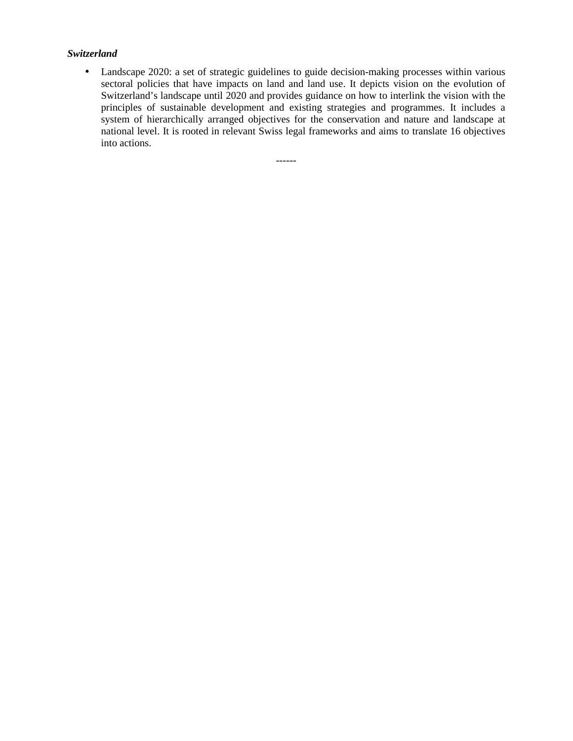***Switzerland***

- Landscape 2020: a set of strategic guidelines to guide decision-making processes within various sectoral policies that have impacts on land and land use. It depicts vision on the evolution of Switzerland's landscape until 2020 and provides guidance on how to interlink the vision with the principles of sustainable development and existing strategies and programmes. It includes a system of hierarchically arranged objectives for the conservation and nature and landscape at national level. It is rooted in relevant Swiss legal frameworks and aims to translate 16 objectives into actions.

------